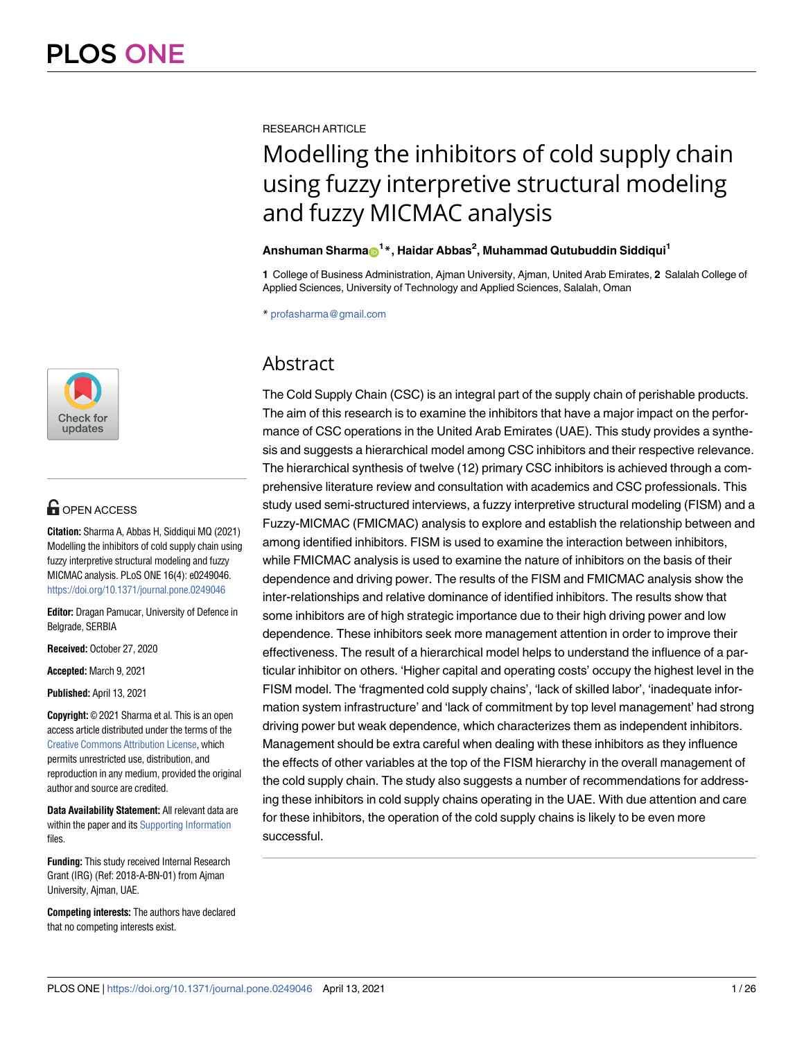RESEARCH ARTICLE

# Modelling the inhibitors of cold supply chain using fuzzy interpretive structural modeling and fuzzy MICMAC analysis

**Anshuman Sharma[1]*, Haidar Abbas[2], Muhammad Qutubuddin Siddiqui[1]**

**1** College of Business Administration, Ajman University, Ajman, United Arab Emirates, **2** Salalah College of Applied Sciences, University of Technology and Applied Sciences, Salalah, Oman

* profasharma@gmail.com

## Abstract

The Cold Supply Chain (CSC) is an integral part of the supply chain of perishable products. The aim of this research is to examine the inhibitors that have a major impact on the performance of CSC operations in the United Arab Emirates (UAE). This study provides a synthesis and suggests a hierarchical model among CSC inhibitors and their respective relevance. The hierarchical synthesis of twelve (12) primary CSC inhibitors is achieved through a comprehensive literature review and consultation with academics and CSC professionals. This study used semi-structured interviews, a fuzzy interpretive structural modeling (FISM) and a Fuzzy-MICMAC (FMICMAC) analysis to explore and establish the relationship between and among identified inhibitors. FISM is used to examine the interaction between inhibitors, while FMICMAC analysis is used to examine the nature of inhibitors on the basis of their dependence and driving power. The results of the FISM and FMICMAC analysis show the inter-relationships and relative dominance of identified inhibitors. The results show that some inhibitors are of high strategic importance due to their high driving power and low dependence. These inhibitors seek more management attention in order to improve their effectiveness. The result of a hierarchical model helps to understand the influence of a particular inhibitor on others. 'Higher capital and operating costs' occupy the highest level in the FISM model. The 'fragmented cold supply chains', 'lack of skilled labor', 'inadequate information system infrastructure' and 'lack of commitment by top level management' had strong driving power but weak dependence, which characterizes them as independent inhibitors. Management should be extra careful when dealing with these inhibitors as they influence the effects of other variables at the top of the FISM hierarchy in the overall management of the cold supply chain. The study also suggests a number of recommendations for addressing these inhibitors in cold supply chains operating in the UAE. With due attention and care for these inhibitors, the operation of the cold supply chains is likely to be even more successful.

OPEN ACCESS

**Citation:** Sharma A, Abbas H, Siddiqui MQ (2021) Modelling the inhibitors of cold supply chain using fuzzy interpretive structural modeling and fuzzy MICMAC analysis. PLoS ONE 16(4): e0249046. https://doi.org/10.1371/journal.pone.0249046

**Editor:** Dragan Pamucar, University of Defence in Belgrade, SERBIA

**Received:** October 27, 2020

**Accepted:** March 9, 2021

**Published:** April 13, 2021

**Copyright:** © 2021 Sharma et al. This is an open access article distributed under the terms of the Creative Commons Attribution License, which permits unrestricted use, distribution, and reproduction in any medium, provided the original author and source are credited.

**Data Availability Statement:** All relevant data are within the paper and its Supporting Information files.

**Funding:** This study received Internal Research Grant (IRG) (Ref: 2018-A-BN-01) from Ajman University, Ajman, UAE.

**Competing interests:** The authors have declared that no competing interests exist.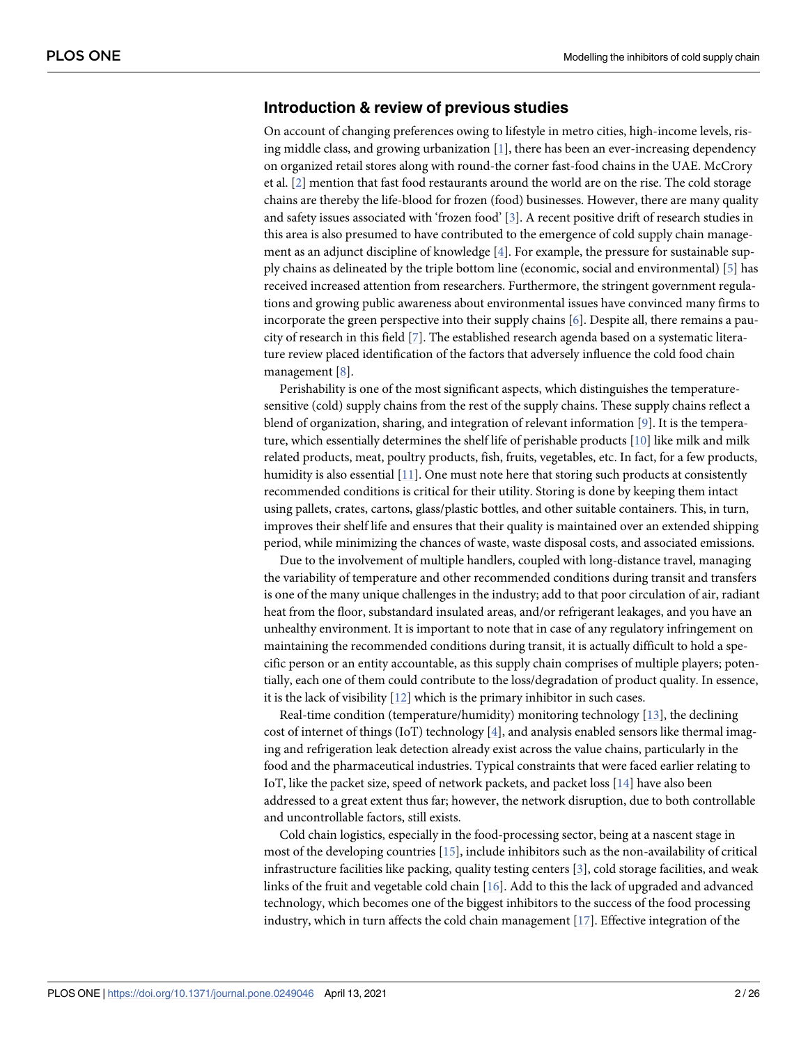## Introduction & review of previous studies

On account of changing preferences owing to lifestyle in metro cities, high-income levels, rising middle class, and growing urbanization [1], there has been an ever-increasing dependency on organized retail stores along with round-the corner fast-food chains in the UAE. McCrory et al. [2] mention that fast food restaurants around the world are on the rise. The cold storage chains are thereby the life-blood for frozen (food) businesses. However, there are many quality and safety issues associated with 'frozen food' [3]. A recent positive drift of research studies in this area is also presumed to have contributed to the emergence of cold supply chain management as an adjunct discipline of knowledge [4]. For example, the pressure for sustainable supply chains as delineated by the triple bottom line (economic, social and environmental) [5] has received increased attention from researchers. Furthermore, the stringent government regulations and growing public awareness about environmental issues have convinced many firms to incorporate the green perspective into their supply chains [6]. Despite all, there remains a paucity of research in this field [7]. The established research agenda based on a systematic literature review placed identification of the factors that adversely influence the cold food chain management [8].

Perishability is one of the most significant aspects, which distinguishes the temperature-sensitive (cold) supply chains from the rest of the supply chains. These supply chains reflect a blend of organization, sharing, and integration of relevant information [9]. It is the temperature, which essentially determines the shelf life of perishable products [10] like milk and milk related products, meat, poultry products, fish, fruits, vegetables, etc. In fact, for a few products, humidity is also essential [11]. One must note here that storing such products at consistently recommended conditions is critical for their utility. Storing is done by keeping them intact using pallets, crates, cartons, glass/plastic bottles, and other suitable containers. This, in turn, improves their shelf life and ensures that their quality is maintained over an extended shipping period, while minimizing the chances of waste, waste disposal costs, and associated emissions.

Due to the involvement of multiple handlers, coupled with long-distance travel, managing the variability of temperature and other recommended conditions during transit and transfers is one of the many unique challenges in the industry; add to that poor circulation of air, radiant heat from the floor, substandard insulated areas, and/or refrigerant leakages, and you have an unhealthy environment. It is important to note that in case of any regulatory infringement on maintaining the recommended conditions during transit, it is actually difficult to hold a specific person or an entity accountable, as this supply chain comprises of multiple players; potentially, each one of them could contribute to the loss/degradation of product quality. In essence, it is the lack of visibility [12] which is the primary inhibitor in such cases.

Real-time condition (temperature/humidity) monitoring technology [13], the declining cost of internet of things (IoT) technology [4], and analysis enabled sensors like thermal imaging and refrigeration leak detection already exist across the value chains, particularly in the food and the pharmaceutical industries. Typical constraints that were faced earlier relating to IoT, like the packet size, speed of network packets, and packet loss [14] have also been addressed to a great extent thus far; however, the network disruption, due to both controllable and uncontrollable factors, still exists.

Cold chain logistics, especially in the food-processing sector, being at a nascent stage in most of the developing countries [15], include inhibitors such as the non-availability of critical infrastructure facilities like packing, quality testing centers [3], cold storage facilities, and weak links of the fruit and vegetable cold chain [16]. Add to this the lack of upgraded and advanced technology, which becomes one of the biggest inhibitors to the success of the food processing industry, which in turn affects the cold chain management [17]. Effective integration of the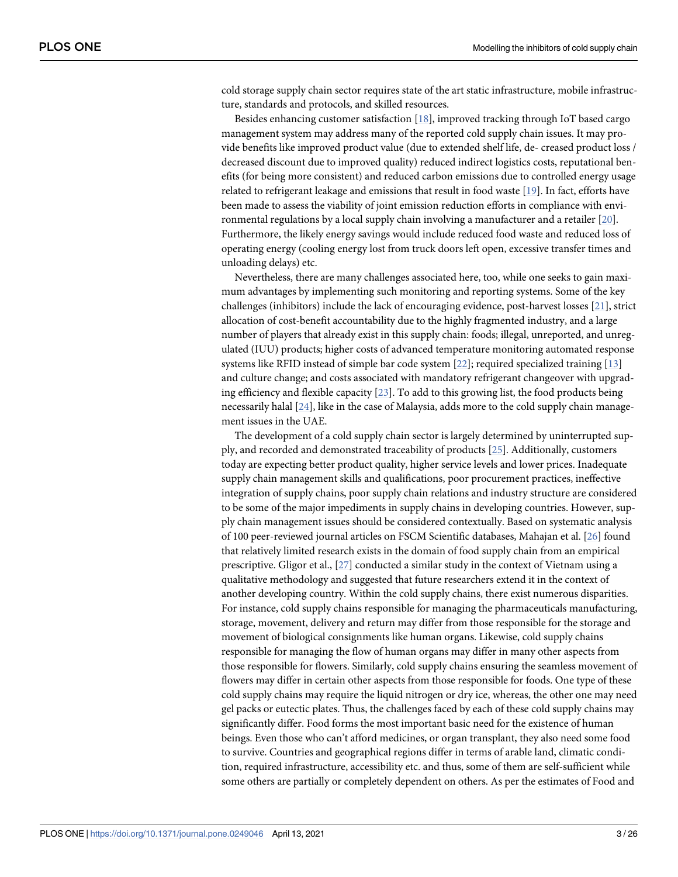cold storage supply chain sector requires state of the art static infrastructure, mobile infrastructure, standards and protocols, and skilled resources.

Besides enhancing customer satisfaction [18], improved tracking through IoT based cargo management system may address many of the reported cold supply chain issues. It may provide benefits like improved product value (due to extended shelf life, de- creased product loss / decreased discount due to improved quality) reduced indirect logistics costs, reputational benefits (for being more consistent) and reduced carbon emissions due to controlled energy usage related to refrigerant leakage and emissions that result in food waste [19]. In fact, efforts have been made to assess the viability of joint emission reduction efforts in compliance with environmental regulations by a local supply chain involving a manufacturer and a retailer [20]. Furthermore, the likely energy savings would include reduced food waste and reduced loss of operating energy (cooling energy lost from truck doors left open, excessive transfer times and unloading delays) etc.

Nevertheless, there are many challenges associated here, too, while one seeks to gain maximum advantages by implementing such monitoring and reporting systems. Some of the key challenges (inhibitors) include the lack of encouraging evidence, post-harvest losses [21], strict allocation of cost-benefit accountability due to the highly fragmented industry, and a large number of players that already exist in this supply chain: foods; illegal, unreported, and unregulated (IUU) products; higher costs of advanced temperature monitoring automated response systems like RFID instead of simple bar code system [22]; required specialized training [13] and culture change; and costs associated with mandatory refrigerant changeover with upgrading efficiency and flexible capacity [23]. To add to this growing list, the food products being necessarily halal [24], like in the case of Malaysia, adds more to the cold supply chain management issues in the UAE.

The development of a cold supply chain sector is largely determined by uninterrupted supply, and recorded and demonstrated traceability of products [25]. Additionally, customers today are expecting better product quality, higher service levels and lower prices. Inadequate supply chain management skills and qualifications, poor procurement practices, ineffective integration of supply chains, poor supply chain relations and industry structure are considered to be some of the major impediments in supply chains in developing countries. However, supply chain management issues should be considered contextually. Based on systematic analysis of 100 peer-reviewed journal articles on FSCM Scientific databases, Mahajan et al. [26] found that relatively limited research exists in the domain of food supply chain from an empirical prescriptive. Gligor et al., [27] conducted a similar study in the context of Vietnam using a qualitative methodology and suggested that future researchers extend it in the context of another developing country. Within the cold supply chains, there exist numerous disparities. For instance, cold supply chains responsible for managing the pharmaceuticals manufacturing, storage, movement, delivery and return may differ from those responsible for the storage and movement of biological consignments like human organs. Likewise, cold supply chains responsible for managing the flow of human organs may differ in many other aspects from those responsible for flowers. Similarly, cold supply chains ensuring the seamless movement of flowers may differ in certain other aspects from those responsible for foods. One type of these cold supply chains may require the liquid nitrogen or dry ice, whereas, the other one may need gel packs or eutectic plates. Thus, the challenges faced by each of these cold supply chains may significantly differ. Food forms the most important basic need for the existence of human beings. Even those who can't afford medicines, or organ transplant, they also need some food to survive. Countries and geographical regions differ in terms of arable land, climatic condition, required infrastructure, accessibility etc. and thus, some of them are self-sufficient while some others are partially or completely dependent on others. As per the estimates of Food and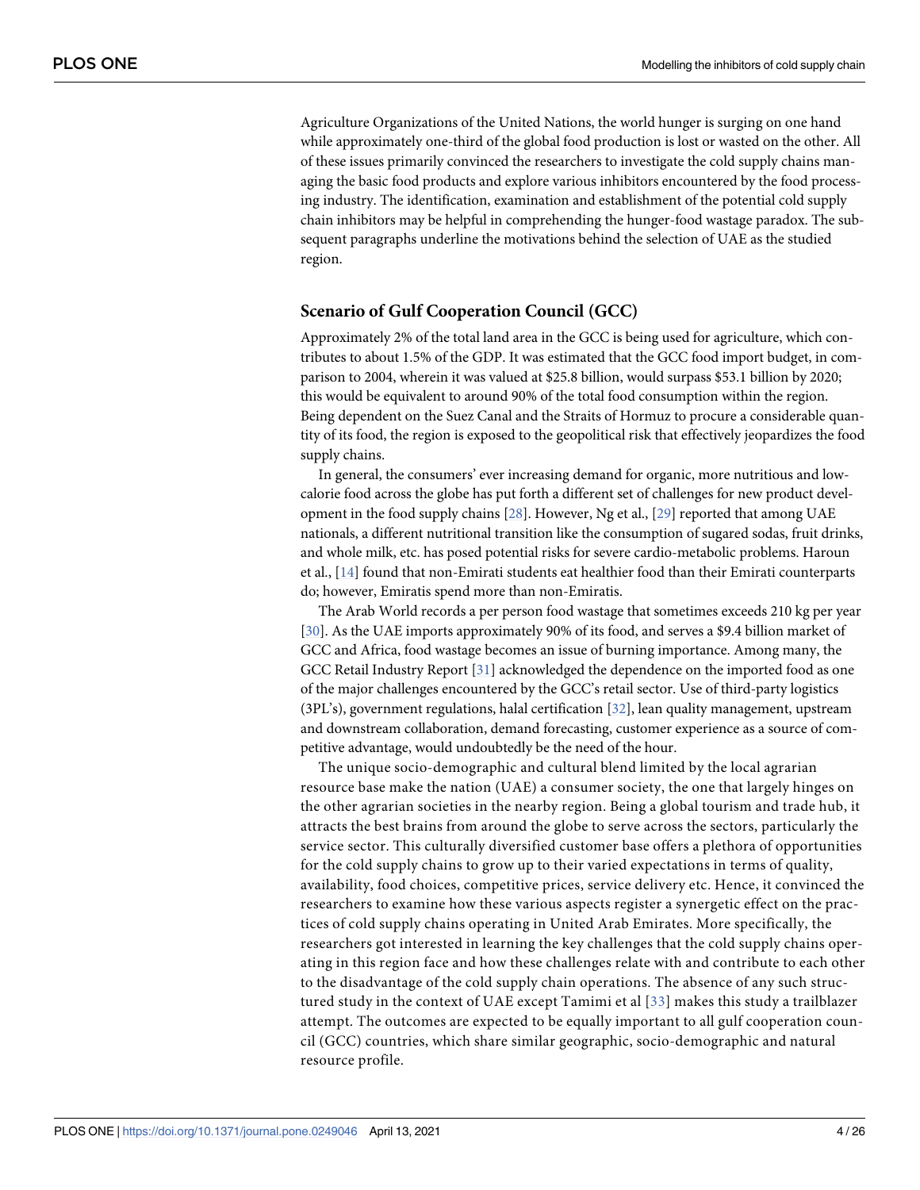Agriculture Organizations of the United Nations, the world hunger is surging on one hand while approximately one-third of the global food production is lost or wasted on the other. All of these issues primarily convinced the researchers to investigate the cold supply chains managing the basic food products and explore various inhibitors encountered by the food processing industry. The identification, examination and establishment of the potential cold supply chain inhibitors may be helpful in comprehending the hunger-food wastage paradox. The subsequent paragraphs underline the motivations behind the selection of UAE as the studied region.

## Scenario of Gulf Cooperation Council (GCC)

Approximately 2% of the total land area in the GCC is being used for agriculture, which contributes to about 1.5% of the GDP. It was estimated that the GCC food import budget, in comparison to 2004, wherein it was valued at $25.8 billion, would surpass $53.1 billion by 2020; this would be equivalent to around 90% of the total food consumption within the region. Being dependent on the Suez Canal and the Straits of Hormuz to procure a considerable quantity of its food, the region is exposed to the geopolitical risk that effectively jeopardizes the food supply chains.

In general, the consumers' ever increasing demand for organic, more nutritious and low-calorie food across the globe has put forth a different set of challenges for new product development in the food supply chains [28]. However, Ng et al., [29] reported that among UAE nationals, a different nutritional transition like the consumption of sugared sodas, fruit drinks, and whole milk, etc. has posed potential risks for severe cardio-metabolic problems. Haroun et al., [14] found that non-Emirati students eat healthier food than their Emirati counterparts do; however, Emiratis spend more than non-Emiratis.

The Arab World records a per person food wastage that sometimes exceeds 210 kg per year [30]. As the UAE imports approximately 90% of its food, and serves a $9.4 billion market of GCC and Africa, food wastage becomes an issue of burning importance. Among many, the GCC Retail Industry Report [31] acknowledged the dependence on the imported food as one of the major challenges encountered by the GCC's retail sector. Use of third-party logistics (3PL's), government regulations, halal certification [32], lean quality management, upstream and downstream collaboration, demand forecasting, customer experience as a source of competitive advantage, would undoubtedly be the need of the hour.

The unique socio-demographic and cultural blend limited by the local agrarian resource base make the nation (UAE) a consumer society, the one that largely hinges on the other agrarian societies in the nearby region. Being a global tourism and trade hub, it attracts the best brains from around the globe to serve across the sectors, particularly the service sector. This culturally diversified customer base offers a plethora of opportunities for the cold supply chains to grow up to their varied expectations in terms of quality, availability, food choices, competitive prices, service delivery etc. Hence, it convinced the researchers to examine how these various aspects register a synergetic effect on the practices of cold supply chains operating in United Arab Emirates. More specifically, the researchers got interested in learning the key challenges that the cold supply chains operating in this region face and how these challenges relate with and contribute to each other to the disadvantage of the cold supply chain operations. The absence of any such structured study in the context of UAE except Tamimi et al [33] makes this study a trailblazer attempt. The outcomes are expected to be equally important to all gulf cooperation council (GCC) countries, which share similar geographic, socio-demographic and natural resource profile.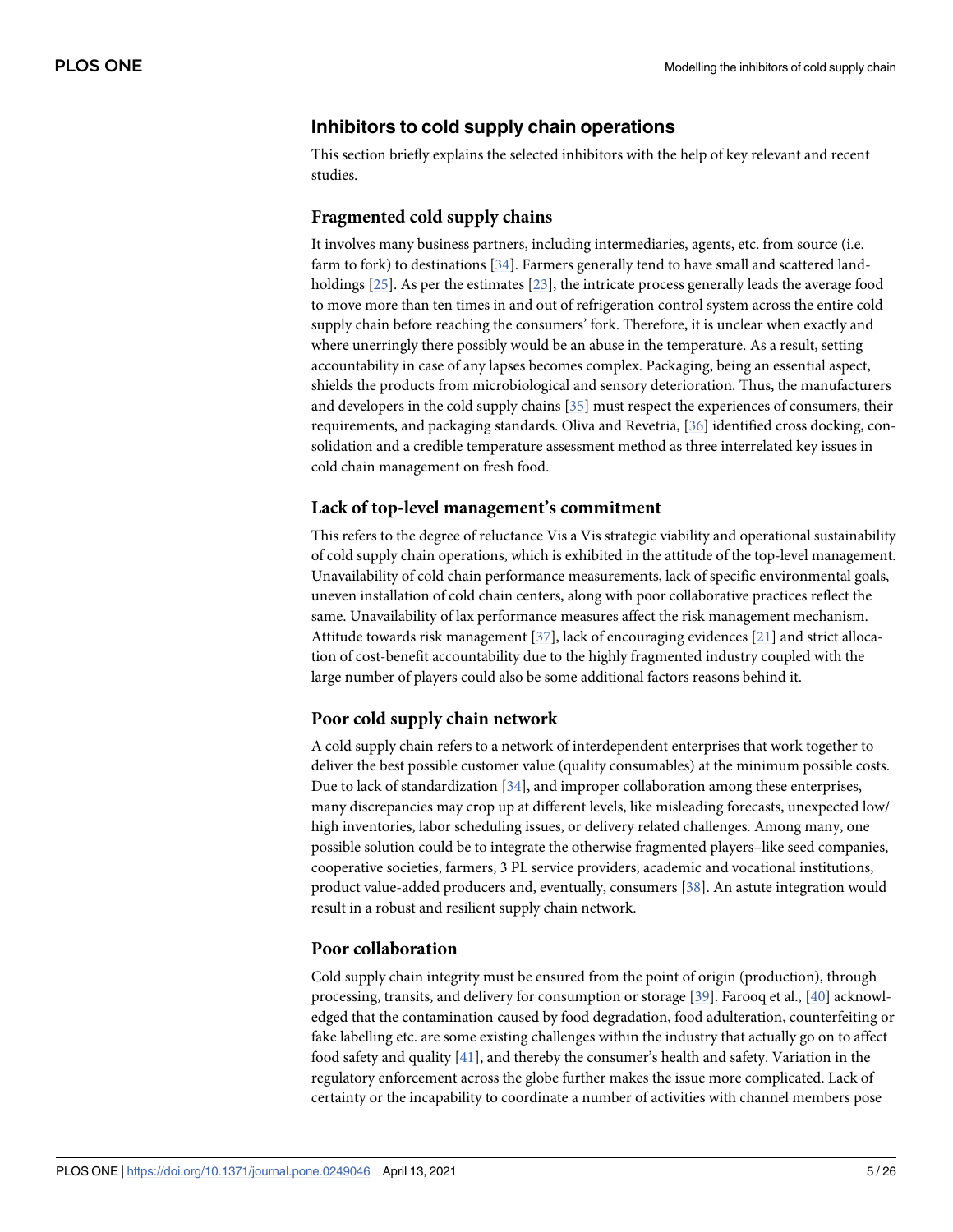## Inhibitors to cold supply chain operations

This section briefly explains the selected inhibitors with the help of key relevant and recent studies.

### Fragmented cold supply chains

It involves many business partners, including intermediaries, agents, etc. from source (i.e. farm to fork) to destinations [34]. Farmers generally tend to have small and scattered land-holdings [25]. As per the estimates [23], the intricate process generally leads the average food to move more than ten times in and out of refrigeration control system across the entire cold supply chain before reaching the consumers' fork. Therefore, it is unclear when exactly and where unerringly there possibly would be an abuse in the temperature. As a result, setting accountability in case of any lapses becomes complex. Packaging, being an essential aspect, shields the products from microbiological and sensory deterioration. Thus, the manufacturers and developers in the cold supply chains [35] must respect the experiences of consumers, their requirements, and packaging standards. Oliva and Revetria, [36] identified cross docking, consolidation and a credible temperature assessment method as three interrelated key issues in cold chain management on fresh food.

### Lack of top-level management's commitment

This refers to the degree of reluctance Vis a Vis strategic viability and operational sustainability of cold supply chain operations, which is exhibited in the attitude of the top-level management. Unavailability of cold chain performance measurements, lack of specific environmental goals, uneven installation of cold chain centers, along with poor collaborative practices reflect the same. Unavailability of lax performance measures affect the risk management mechanism. Attitude towards risk management [37], lack of encouraging evidences [21] and strict allocation of cost-benefit accountability due to the highly fragmented industry coupled with the large number of players could also be some additional factors reasons behind it.

### Poor cold supply chain network

A cold supply chain refers to a network of interdependent enterprises that work together to deliver the best possible customer value (quality consumables) at the minimum possible costs. Due to lack of standardization [34], and improper collaboration among these enterprises, many discrepancies may crop up at different levels, like misleading forecasts, unexpected low/high inventories, labor scheduling issues, or delivery related challenges. Among many, one possible solution could be to integrate the otherwise fragmented players–like seed companies, cooperative societies, farmers, 3 PL service providers, academic and vocational institutions, product value-added producers and, eventually, consumers [38]. An astute integration would result in a robust and resilient supply chain network.

### Poor collaboration

Cold supply chain integrity must be ensured from the point of origin (production), through processing, transits, and delivery for consumption or storage [39]. Farooq et al., [40] acknowledged that the contamination caused by food degradation, food adulteration, counterfeiting or fake labelling etc. are some existing challenges within the industry that actually go on to affect food safety and quality [41], and thereby the consumer's health and safety. Variation in the regulatory enforcement across the globe further makes the issue more complicated. Lack of certainty or the incapability to coordinate a number of activities with channel members pose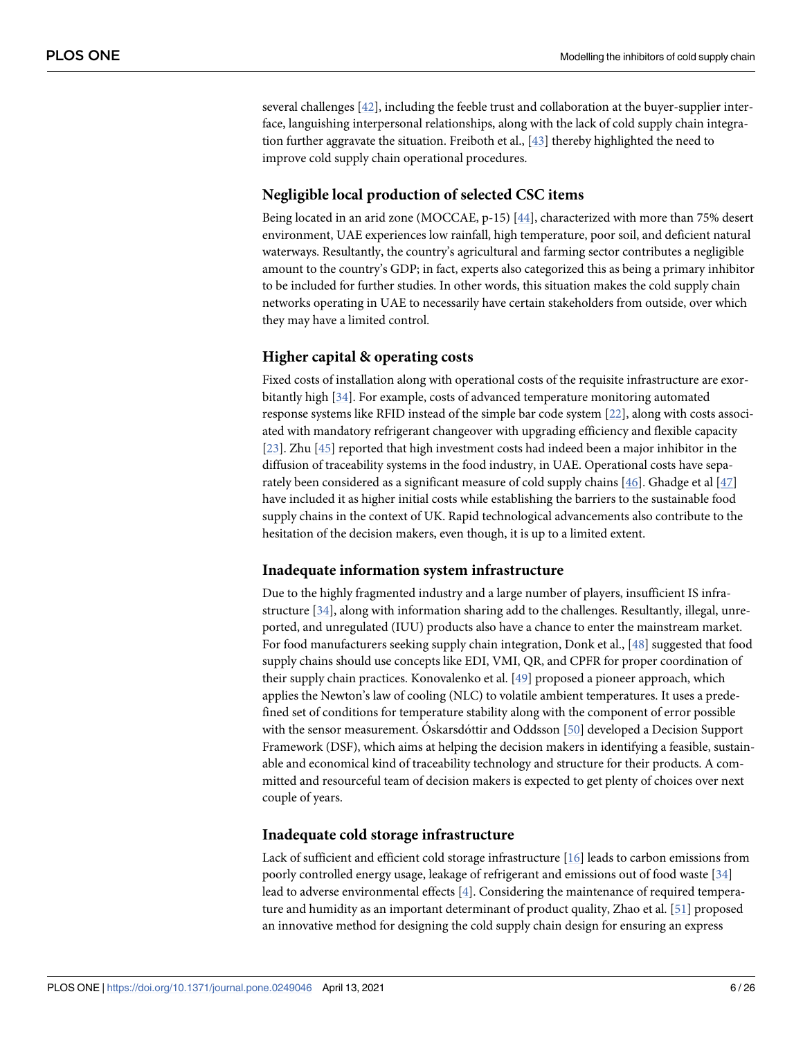several challenges [42], including the feeble trust and collaboration at the buyer-supplier interface, languishing interpersonal relationships, along with the lack of cold supply chain integration further aggravate the situation. Freiboth et al., [43] thereby highlighted the need to improve cold supply chain operational procedures.

### Negligible local production of selected CSC items

Being located in an arid zone (MOCCAE, p-15) [44], characterized with more than 75% desert environment, UAE experiences low rainfall, high temperature, poor soil, and deficient natural waterways. Resultantly, the country's agricultural and farming sector contributes a negligible amount to the country's GDP; in fact, experts also categorized this as being a primary inhibitor to be included for further studies. In other words, this situation makes the cold supply chain networks operating in UAE to necessarily have certain stakeholders from outside, over which they may have a limited control.

### Higher capital & operating costs

Fixed costs of installation along with operational costs of the requisite infrastructure are exorbitantly high [34]. For example, costs of advanced temperature monitoring automated response systems like RFID instead of the simple bar code system [22], along with costs associated with mandatory refrigerant changeover with upgrading efficiency and flexible capacity [23]. Zhu [45] reported that high investment costs had indeed been a major inhibitor in the diffusion of traceability systems in the food industry, in UAE. Operational costs have separately been considered as a significant measure of cold supply chains [46]. Ghadge et al [47] have included it as higher initial costs while establishing the barriers to the sustainable food supply chains in the context of UK. Rapid technological advancements also contribute to the hesitation of the decision makers, even though, it is up to a limited extent.

### Inadequate information system infrastructure

Due to the highly fragmented industry and a large number of players, insufficient IS infrastructure [34], along with information sharing add to the challenges. Resultantly, illegal, unreported, and unregulated (IUU) products also have a chance to enter the mainstream market. For food manufacturers seeking supply chain integration, Donk et al., [48] suggested that food supply chains should use concepts like EDI, VMI, QR, and CPFR for proper coordination of their supply chain practices. Konovalenko et al. [49] proposed a pioneer approach, which applies the Newton's law of cooling (NLC) to volatile ambient temperatures. It uses a predefined set of conditions for temperature stability along with the component of error possible with the sensor measurement. Óskarsdóttir and Oddsson [50] developed a Decision Support Framework (DSF), which aims at helping the decision makers in identifying a feasible, sustainable and economical kind of traceability technology and structure for their products. A committed and resourceful team of decision makers is expected to get plenty of choices over next couple of years.

### Inadequate cold storage infrastructure

Lack of sufficient and efficient cold storage infrastructure [16] leads to carbon emissions from poorly controlled energy usage, leakage of refrigerant and emissions out of food waste [34] lead to adverse environmental effects [4]. Considering the maintenance of required temperature and humidity as an important determinant of product quality, Zhao et al. [51] proposed an innovative method for designing the cold supply chain design for ensuring an express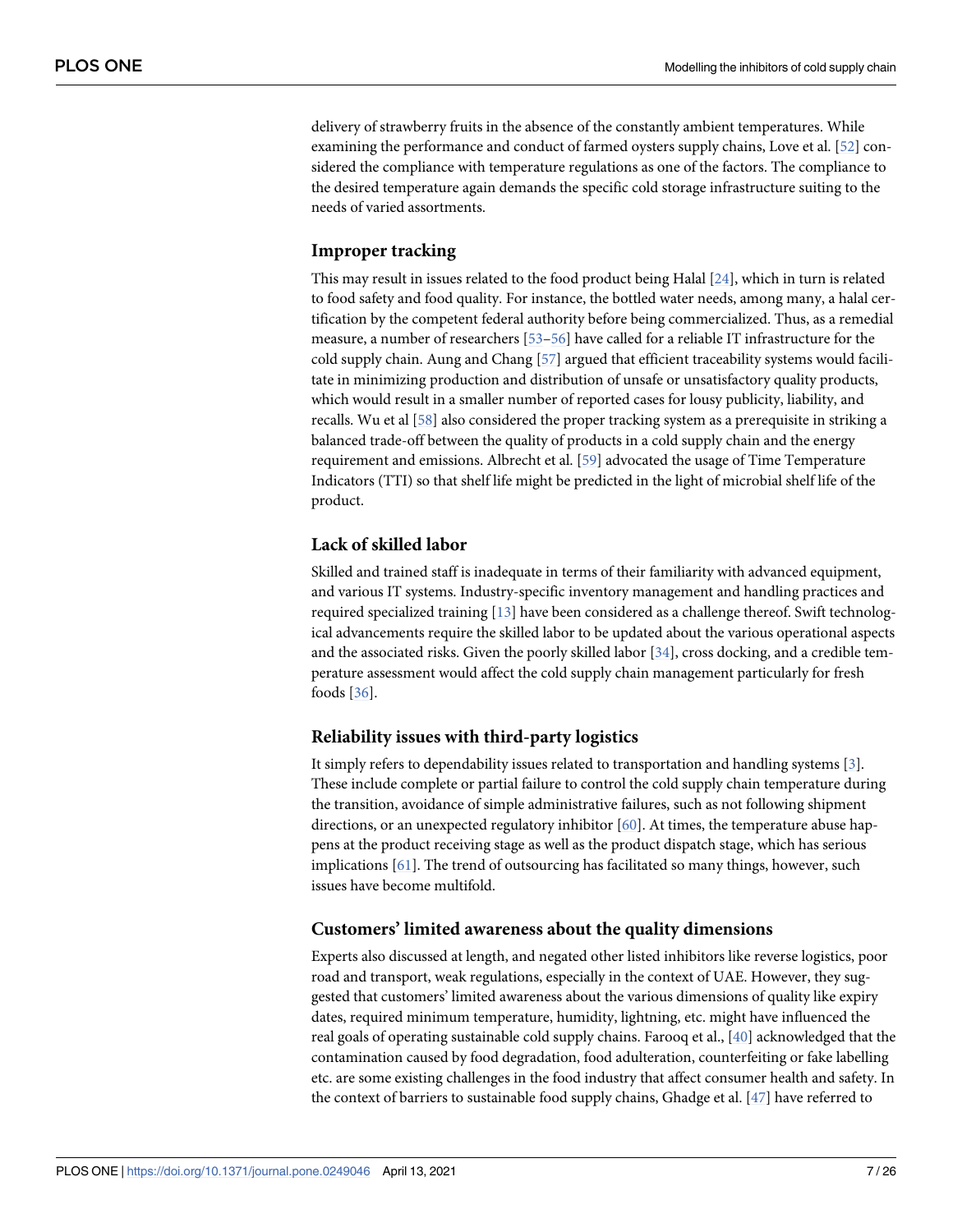delivery of strawberry fruits in the absence of the constantly ambient temperatures. While examining the performance and conduct of farmed oysters supply chains, Love et al. [52] considered the compliance with temperature regulations as one of the factors. The compliance to the desired temperature again demands the specific cold storage infrastructure suiting to the needs of varied assortments.

### Improper tracking

This may result in issues related to the food product being Halal [24], which in turn is related to food safety and food quality. For instance, the bottled water needs, among many, a halal certification by the competent federal authority before being commercialized. Thus, as a remedial measure, a number of researchers [53–56] have called for a reliable IT infrastructure for the cold supply chain. Aung and Chang [57] argued that efficient traceability systems would facilitate in minimizing production and distribution of unsafe or unsatisfactory quality products, which would result in a smaller number of reported cases for lousy publicity, liability, and recalls. Wu et al [58] also considered the proper tracking system as a prerequisite in striking a balanced trade-off between the quality of products in a cold supply chain and the energy requirement and emissions. Albrecht et al. [59] advocated the usage of Time Temperature Indicators (TTI) so that shelf life might be predicted in the light of microbial shelf life of the product.

### Lack of skilled labor

Skilled and trained staff is inadequate in terms of their familiarity with advanced equipment, and various IT systems. Industry-specific inventory management and handling practices and required specialized training [13] have been considered as a challenge thereof. Swift technological advancements require the skilled labor to be updated about the various operational aspects and the associated risks. Given the poorly skilled labor [34], cross docking, and a credible temperature assessment would affect the cold supply chain management particularly for fresh foods [36].

### Reliability issues with third-party logistics

It simply refers to dependability issues related to transportation and handling systems [3]. These include complete or partial failure to control the cold supply chain temperature during the transition, avoidance of simple administrative failures, such as not following shipment directions, or an unexpected regulatory inhibitor [60]. At times, the temperature abuse happens at the product receiving stage as well as the product dispatch stage, which has serious implications [61]. The trend of outsourcing has facilitated so many things, however, such issues have become multifold.

### Customers' limited awareness about the quality dimensions

Experts also discussed at length, and negated other listed inhibitors like reverse logistics, poor road and transport, weak regulations, especially in the context of UAE. However, they suggested that customers' limited awareness about the various dimensions of quality like expiry dates, required minimum temperature, humidity, lightning, etc. might have influenced the real goals of operating sustainable cold supply chains. Farooq et al., [40] acknowledged that the contamination caused by food degradation, food adulteration, counterfeiting or fake labelling etc. are some existing challenges in the food industry that affect consumer health and safety. In the context of barriers to sustainable food supply chains, Ghadge et al. [47] have referred to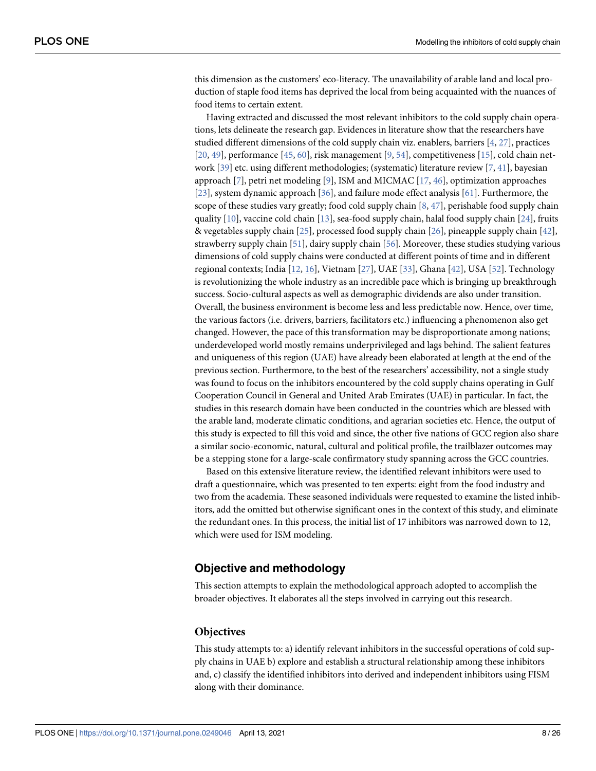this dimension as the customers' eco-literacy. The unavailability of arable land and local production of staple food items has deprived the local from being acquainted with the nuances of food items to certain extent.

Having extracted and discussed the most relevant inhibitors to the cold supply chain operations, lets delineate the research gap. Evidences in literature show that the researchers have studied different dimensions of the cold supply chain viz. enablers, barriers [4, 27], practices [20, 49], performance [45, 60], risk management [9, 54], competitiveness [15], cold chain network [39] etc. using different methodologies; (systematic) literature review [7, 41], bayesian approach [7], petri net modeling [9], ISM and MICMAC [17, 46], optimization approaches [23], system dynamic approach [36], and failure mode effect analysis [61]. Furthermore, the scope of these studies vary greatly; food cold supply chain [8, 47], perishable food supply chain quality [10], vaccine cold chain [13], sea-food supply chain, halal food supply chain [24], fruits & vegetables supply chain [25], processed food supply chain [26], pineapple supply chain [42], strawberry supply chain [51], dairy supply chain [56]. Moreover, these studies studying various dimensions of cold supply chains were conducted at different points of time and in different regional contexts; India [12, 16], Vietnam [27], UAE [33], Ghana [42], USA [52]. Technology is revolutionizing the whole industry as an incredible pace which is bringing up breakthrough success. Socio-cultural aspects as well as demographic dividends are also under transition. Overall, the business environment is become less and less predictable now. Hence, over time, the various factors (i.e. drivers, barriers, facilitators etc.) influencing a phenomenon also get changed. However, the pace of this transformation may be disproportionate among nations; underdeveloped world mostly remains underprivileged and lags behind. The salient features and uniqueness of this region (UAE) have already been elaborated at length at the end of the previous section. Furthermore, to the best of the researchers' accessibility, not a single study was found to focus on the inhibitors encountered by the cold supply chains operating in Gulf Cooperation Council in General and United Arab Emirates (UAE) in particular. In fact, the studies in this research domain have been conducted in the countries which are blessed with the arable land, moderate climatic conditions, and agrarian societies etc. Hence, the output of this study is expected to fill this void and since, the other five nations of GCC region also share a similar socio-economic, natural, cultural and political profile, the trailblazer outcomes may be a stepping stone for a large-scale confirmatory study spanning across the GCC countries.

Based on this extensive literature review, the identified relevant inhibitors were used to draft a questionnaire, which was presented to ten experts: eight from the food industry and two from the academia. These seasoned individuals were requested to examine the listed inhibitors, add the omitted but otherwise significant ones in the context of this study, and eliminate the redundant ones. In this process, the initial list of 17 inhibitors was narrowed down to 12, which were used for ISM modeling.

## Objective and methodology

This section attempts to explain the methodological approach adopted to accomplish the broader objectives. It elaborates all the steps involved in carrying out this research.

### Objectives

This study attempts to: a) identify relevant inhibitors in the successful operations of cold supply chains in UAE b) explore and establish a structural relationship among these inhibitors and, c) classify the identified inhibitors into derived and independent inhibitors using FISM along with their dominance.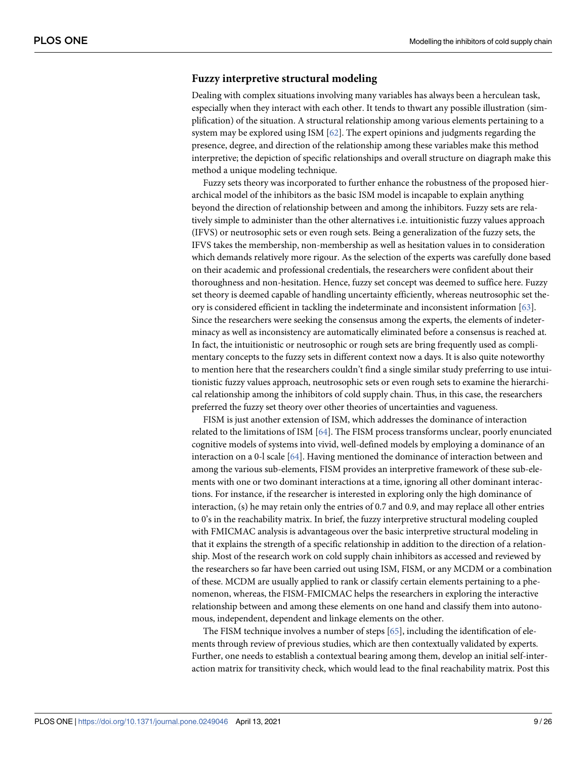### Fuzzy interpretive structural modeling

Dealing with complex situations involving many variables has always been a herculean task, especially when they interact with each other. It tends to thwart any possible illustration (simplification) of the situation. A structural relationship among various elements pertaining to a system may be explored using ISM [62]. The expert opinions and judgments regarding the presence, degree, and direction of the relationship among these variables make this method interpretive; the depiction of specific relationships and overall structure on diagraph make this method a unique modeling technique.

Fuzzy sets theory was incorporated to further enhance the robustness of the proposed hierarchical model of the inhibitors as the basic ISM model is incapable to explain anything beyond the direction of relationship between and among the inhibitors. Fuzzy sets are relatively simple to administer than the other alternatives i.e. intuitionistic fuzzy values approach (IFVS) or neutrosophic sets or even rough sets. Being a generalization of the fuzzy sets, the IFVS takes the membership, non-membership as well as hesitation values in to consideration which demands relatively more rigour. As the selection of the experts was carefully done based on their academic and professional credentials, the researchers were confident about their thoroughness and non-hesitation. Hence, fuzzy set concept was deemed to suffice here. Fuzzy set theory is deemed capable of handling uncertainty efficiently, whereas neutrosophic set theory is considered efficient in tackling the indeterminate and inconsistent information [63]. Since the researchers were seeking the consensus among the experts, the elements of indeterminacy as well as inconsistency are automatically eliminated before a consensus is reached at. In fact, the intuitionistic or neutrosophic or rough sets are bring frequently used as complimentary concepts to the fuzzy sets in different context now a days. It is also quite noteworthy to mention here that the researchers couldn't find a single similar study preferring to use intuitionistic fuzzy values approach, neutrosophic sets or even rough sets to examine the hierarchical relationship among the inhibitors of cold supply chain. Thus, in this case, the researchers preferred the fuzzy set theory over other theories of uncertainties and vagueness.

FISM is just another extension of ISM, which addresses the dominance of interaction related to the limitations of ISM [64]. The FISM process transforms unclear, poorly enunciated cognitive models of systems into vivid, well-defined models by employing a dominance of an interaction on a 0-l scale [64]. Having mentioned the dominance of interaction between and among the various sub-elements, FISM provides an interpretive framework of these sub-elements with one or two dominant interactions at a time, ignoring all other dominant interactions. For instance, if the researcher is interested in exploring only the high dominance of interaction, (s) he may retain only the entries of 0.7 and 0.9, and may replace all other entries to 0's in the reachability matrix. In brief, the fuzzy interpretive structural modeling coupled with FMICMAC analysis is advantageous over the basic interpretive structural modeling in that it explains the strength of a specific relationship in addition to the direction of a relationship. Most of the research work on cold supply chain inhibitors as accessed and reviewed by the researchers so far have been carried out using ISM, FISM, or any MCDM or a combination of these. MCDM are usually applied to rank or classify certain elements pertaining to a phenomenon, whereas, the FISM-FMICMAC helps the researchers in exploring the interactive relationship between and among these elements on one hand and classify them into autonomous, independent, dependent and linkage elements on the other.

The FISM technique involves a number of steps [65], including the identification of elements through review of previous studies, which are then contextually validated by experts. Further, one needs to establish a contextual bearing among them, develop an initial self-interaction matrix for transitivity check, which would lead to the final reachability matrix. Post this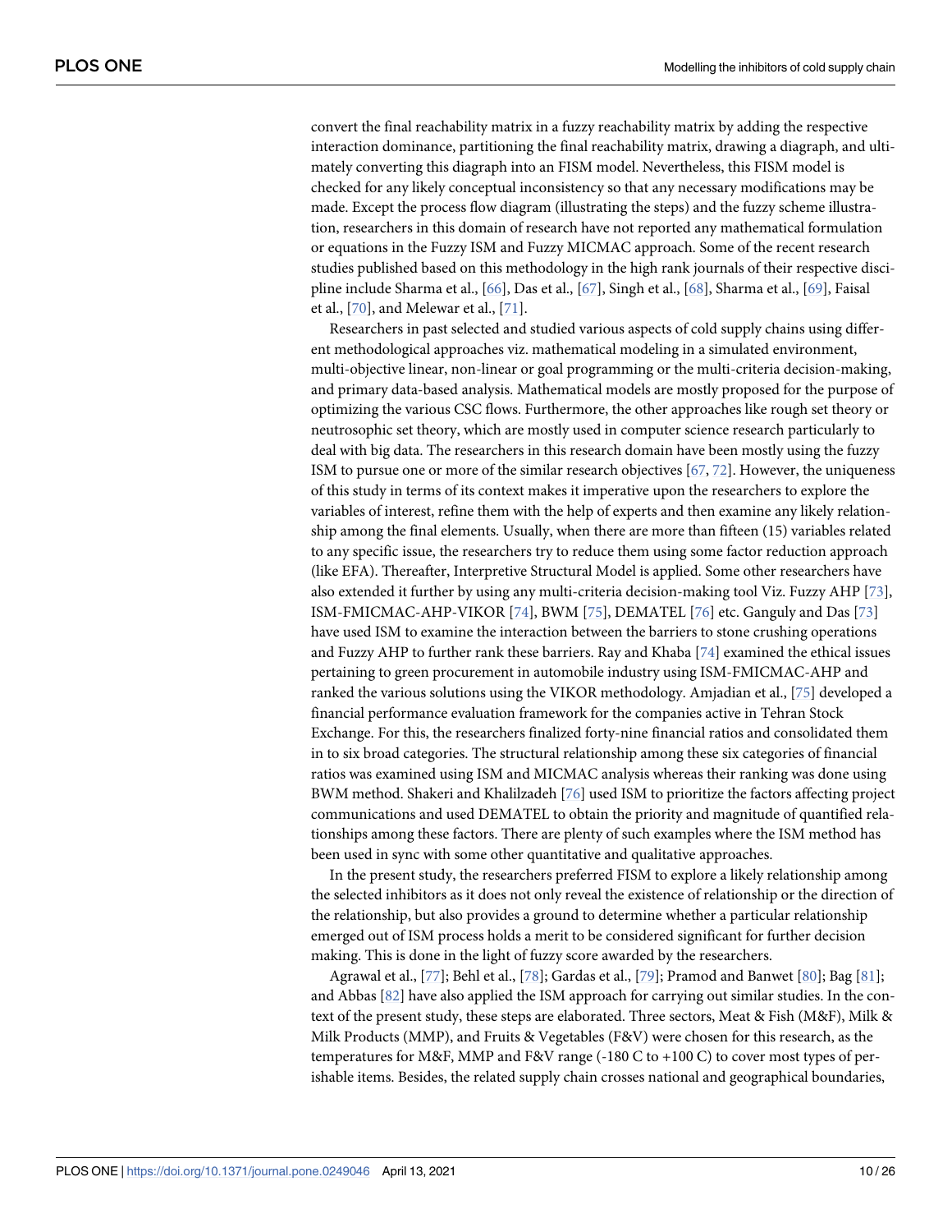convert the final reachability matrix in a fuzzy reachability matrix by adding the respective interaction dominance, partitioning the final reachability matrix, drawing a diagraph, and ultimately converting this diagraph into an FISM model. Nevertheless, this FISM model is checked for any likely conceptual inconsistency so that any necessary modifications may be made. Except the process flow diagram (illustrating the steps) and the fuzzy scheme illustration, researchers in this domain of research have not reported any mathematical formulation or equations in the Fuzzy ISM and Fuzzy MICMAC approach. Some of the recent research studies published based on this methodology in the high rank journals of their respective discipline include Sharma et al., [66], Das et al., [67], Singh et al., [68], Sharma et al., [69], Faisal et al., [70], and Melewar et al., [71].

Researchers in past selected and studied various aspects of cold supply chains using different methodological approaches viz. mathematical modeling in a simulated environment, multi-objective linear, non-linear or goal programming or the multi-criteria decision-making, and primary data-based analysis. Mathematical models are mostly proposed for the purpose of optimizing the various CSC flows. Furthermore, the other approaches like rough set theory or neutrosophic set theory, which are mostly used in computer science research particularly to deal with big data. The researchers in this research domain have been mostly using the fuzzy ISM to pursue one or more of the similar research objectives [67, 72]. However, the uniqueness of this study in terms of its context makes it imperative upon the researchers to explore the variables of interest, refine them with the help of experts and then examine any likely relationship among the final elements. Usually, when there are more than fifteen (15) variables related to any specific issue, the researchers try to reduce them using some factor reduction approach (like EFA). Thereafter, Interpretive Structural Model is applied. Some other researchers have also extended it further by using any multi-criteria decision-making tool Viz. Fuzzy AHP [73], ISM-FMICMAC-AHP-VIKOR [74], BWM [75], DEMATEL [76] etc. Ganguly and Das [73] have used ISM to examine the interaction between the barriers to stone crushing operations and Fuzzy AHP to further rank these barriers. Ray and Khaba [74] examined the ethical issues pertaining to green procurement in automobile industry using ISM-FMICMAC-AHP and ranked the various solutions using the VIKOR methodology. Amjadian et al., [75] developed a financial performance evaluation framework for the companies active in Tehran Stock Exchange. For this, the researchers finalized forty-nine financial ratios and consolidated them in to six broad categories. The structural relationship among these six categories of financial ratios was examined using ISM and MICMAC analysis whereas their ranking was done using BWM method. Shakeri and Khalilzadeh [76] used ISM to prioritize the factors affecting project communications and used DEMATEL to obtain the priority and magnitude of quantified relationships among these factors. There are plenty of such examples where the ISM method has been used in sync with some other quantitative and qualitative approaches.

In the present study, the researchers preferred FISM to explore a likely relationship among the selected inhibitors as it does not only reveal the existence of relationship or the direction of the relationship, but also provides a ground to determine whether a particular relationship emerged out of ISM process holds a merit to be considered significant for further decision making. This is done in the light of fuzzy score awarded by the researchers.

Agrawal et al., [77]; Behl et al., [78]; Gardas et al., [79]; Pramod and Banwet [80]; Bag [81]; and Abbas [82] have also applied the ISM approach for carrying out similar studies. In the context of the present study, these steps are elaborated. Three sectors, Meat & Fish (M&F), Milk & Milk Products (MMP), and Fruits & Vegetables (F&V) were chosen for this research, as the temperatures for M&F, MMP and F&V range (-180 C to +100 C) to cover most types of perishable items. Besides, the related supply chain crosses national and geographical boundaries,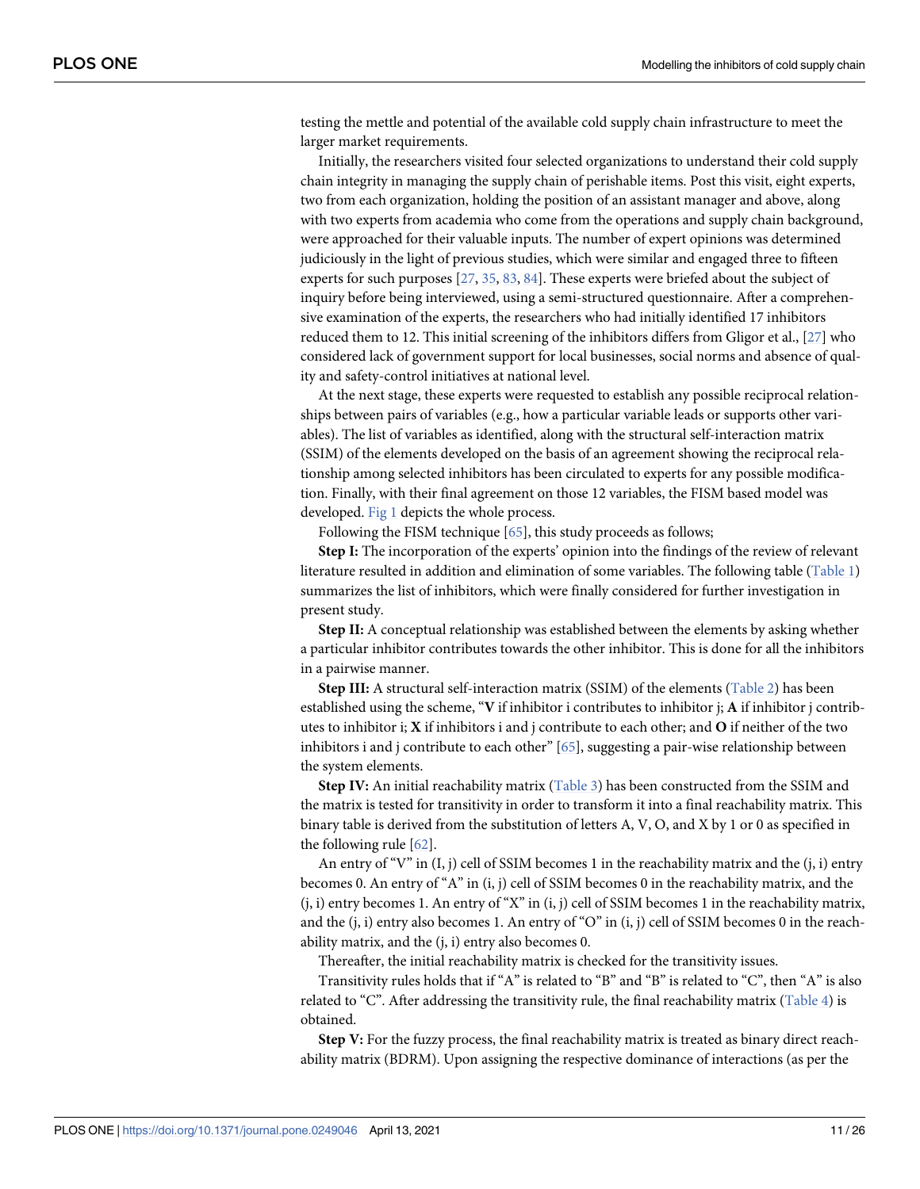testing the mettle and potential of the available cold supply chain infrastructure to meet the larger market requirements.

Initially, the researchers visited four selected organizations to understand their cold supply chain integrity in managing the supply chain of perishable items. Post this visit, eight experts, two from each organization, holding the position of an assistant manager and above, along with two experts from academia who come from the operations and supply chain background, were approached for their valuable inputs. The number of expert opinions was determined judiciously in the light of previous studies, which were similar and engaged three to fifteen experts for such purposes [27, 35, 83, 84]. These experts were briefed about the subject of inquiry before being interviewed, using a semi-structured questionnaire. After a comprehensive examination of the experts, the researchers who had initially identified 17 inhibitors reduced them to 12. This initial screening of the inhibitors differs from Gligor et al., [27] who considered lack of government support for local businesses, social norms and absence of quality and safety-control initiatives at national level.

At the next stage, these experts were requested to establish any possible reciprocal relationships between pairs of variables (e.g., how a particular variable leads or supports other variables). The list of variables as identified, along with the structural self-interaction matrix (SSIM) of the elements developed on the basis of an agreement showing the reciprocal relationship among selected inhibitors has been circulated to experts for any possible modification. Finally, with their final agreement on those 12 variables, the FISM based model was developed. Fig 1 depicts the whole process.

Following the FISM technique [65], this study proceeds as follows;

**Step I:** The incorporation of the experts' opinion into the findings of the review of relevant literature resulted in addition and elimination of some variables. The following table (Table 1) summarizes the list of inhibitors, which were finally considered for further investigation in present study.

**Step II:** A conceptual relationship was established between the elements by asking whether a particular inhibitor contributes towards the other inhibitor. This is done for all the inhibitors in a pairwise manner.

**Step III:** A structural self-interaction matrix (SSIM) of the elements (Table 2) has been established using the scheme, "**V** if inhibitor i contributes to inhibitor j; **A** if inhibitor j contributes to inhibitor i; **X** if inhibitors i and j contribute to each other; and **O** if neither of the two inhibitors i and j contribute to each other" [65], suggesting a pair-wise relationship between the system elements.

**Step IV:** An initial reachability matrix (Table 3) has been constructed from the SSIM and the matrix is tested for transitivity in order to transform it into a final reachability matrix. This binary table is derived from the substitution of letters A, V, O, and X by 1 or 0 as specified in the following rule [62].

An entry of "V" in (I, j) cell of SSIM becomes 1 in the reachability matrix and the (j, i) entry becomes 0. An entry of "A" in (i, j) cell of SSIM becomes 0 in the reachability matrix, and the (j, i) entry becomes 1. An entry of "X" in (i, j) cell of SSIM becomes 1 in the reachability matrix, and the (j, i) entry also becomes 1. An entry of "O" in (i, j) cell of SSIM becomes 0 in the reachability matrix, and the (j, i) entry also becomes 0.

Thereafter, the initial reachability matrix is checked for the transitivity issues.

Transitivity rules holds that if "A" is related to "B" and "B" is related to "C", then "A" is also related to "C". After addressing the transitivity rule, the final reachability matrix (Table 4) is obtained.

**Step V:** For the fuzzy process, the final reachability matrix is treated as binary direct reachability matrix (BDRM). Upon assigning the respective dominance of interactions (as per the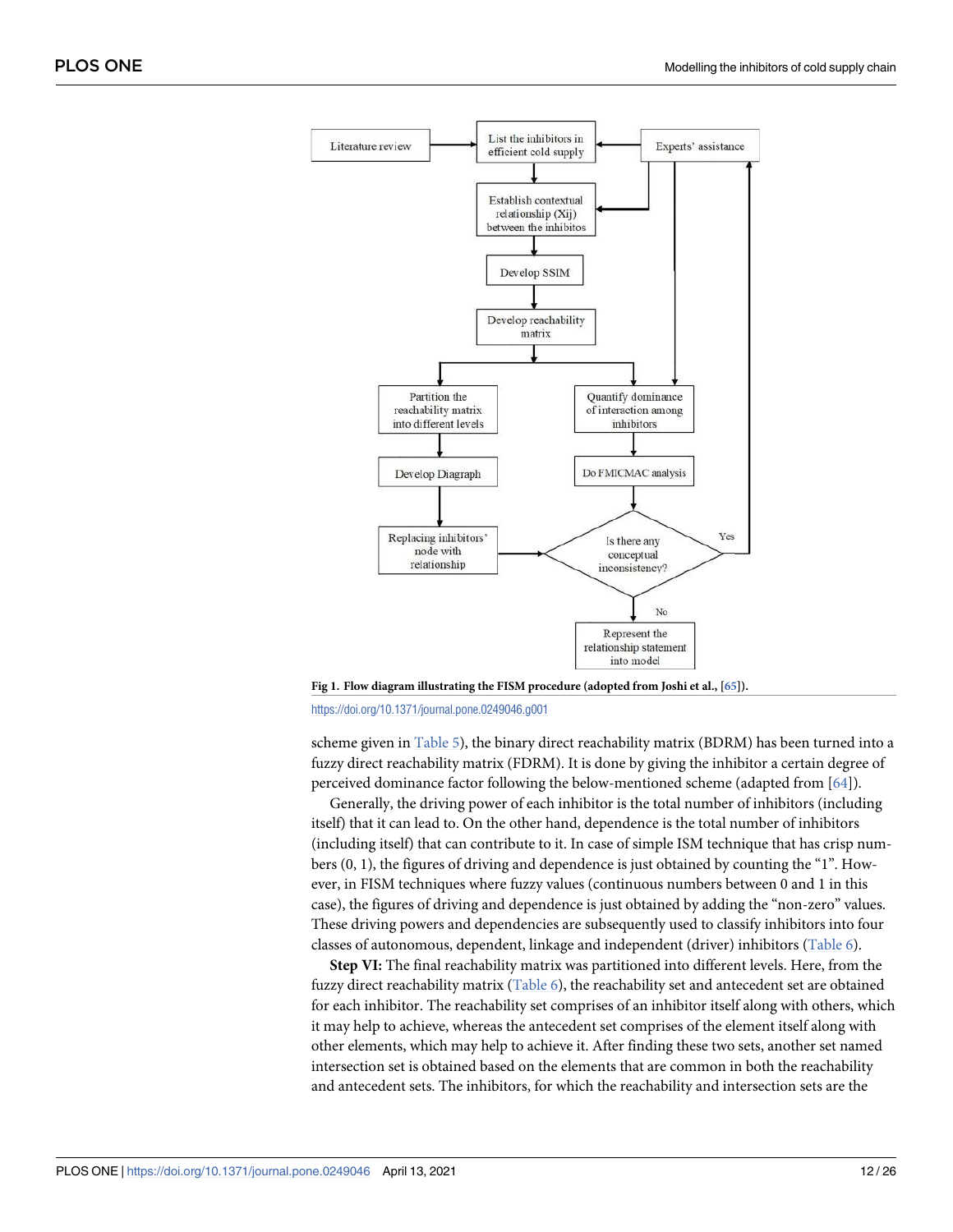Fig 1. Flow diagram illustrating the FISM procedure (adopted from Joshi et al., [65]).

https://doi.org/10.1371/journal.pone.0249046.g001

scheme given in Table 5), the binary direct reachability matrix (BDRM) has been turned into a fuzzy direct reachability matrix (FDRM). It is done by giving the inhibitor a certain degree of perceived dominance factor following the below-mentioned scheme (adapted from [64]).

Generally, the driving power of each inhibitor is the total number of inhibitors (including itself) that it can lead to. On the other hand, dependence is the total number of inhibitors (including itself) that can contribute to it. In case of simple ISM technique that has crisp numbers (0, 1), the figures of driving and dependence is just obtained by counting the "1". However, in FISM techniques where fuzzy values (continuous numbers between 0 and 1 in this case), the figures of driving and dependence is just obtained by adding the "non-zero" values. These driving powers and dependencies are subsequently used to classify inhibitors into four classes of autonomous, dependent, linkage and independent (driver) inhibitors (Table 6).

**Step VI:** The final reachability matrix was partitioned into different levels. Here, from the fuzzy direct reachability matrix (Table 6), the reachability set and antecedent set are obtained for each inhibitor. The reachability set comprises of an inhibitor itself along with others, which it may help to achieve, whereas the antecedent set comprises of the element itself along with other elements, which may help to achieve it. After finding these two sets, another set named intersection set is obtained based on the elements that are common in both the reachability and antecedent sets. The inhibitors, for which the reachability and intersection sets are the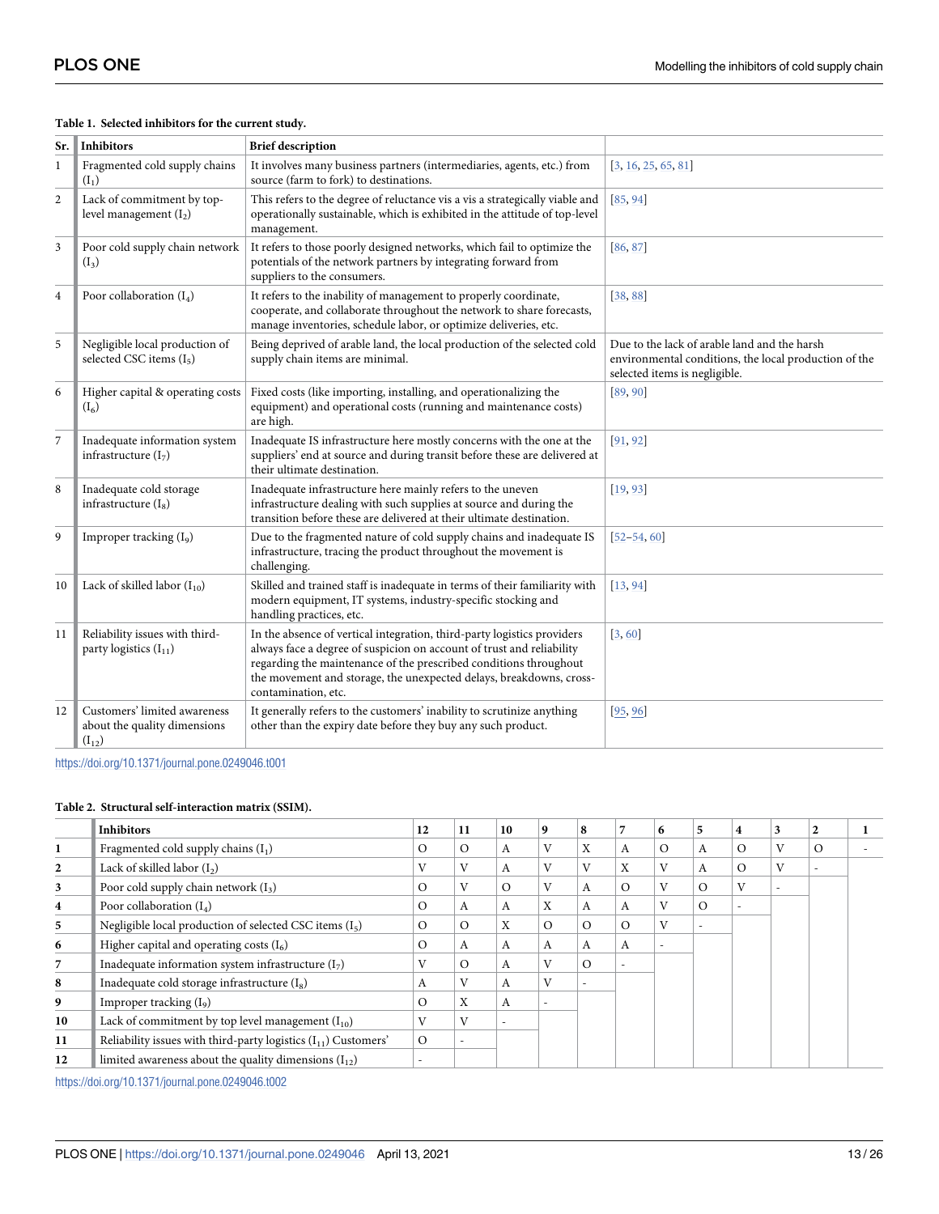**Table 1. Selected inhibitors for the current study.**

| Sr. | Inhibitors | Brief description | |
|---|---|---|---|
| 1 | Fragmented cold supply chains ($I_1$) | It involves many business partners (intermediaries, agents, etc.) from source (farm to fork) to destinations. | [3, 16, 25, 65, 81] |
| 2 | Lack of commitment by top-level management ($I_2$) | This refers to the degree of reluctance vis a vis a strategically viable and operationally sustainable, which is exhibited in the attitude of top-level management. | [85, 94] |
| 3 | Poor cold supply chain network ($I_3$) | It refers to those poorly designed networks, which fail to optimize the potentials of the network partners by integrating forward from suppliers to the consumers. | [86, 87] |
| 4 | Poor collaboration ($I_4$) | It refers to the inability of management to properly coordinate, cooperate, and collaborate throughout the network to share forecasts, manage inventories, schedule labor, or optimize deliveries, etc. | [38, 88] |
| 5 | Negligible local production of selected CSC items ($I_5$) | Being deprived of arable land, the local production of the selected cold supply chain items are minimal. | Due to the lack of arable land and the harsh environmental conditions, the local production of the selected items is negligible. |
| 6 | Higher capital & operating costs ($I_6$) | Fixed costs (like importing, installing, and operationalizing the equipment) and operational costs (running and maintenance costs) are high. | [89, 90] |
| 7 | Inadequate information system infrastructure ($I_7$) | Inadequate IS infrastructure here mostly concerns with the one at the suppliers' end at source and during transit before these are delivered at their ultimate destination. | [91, 92] |
| 8 | Inadequate cold storage infrastructure ($I_8$) | Inadequate infrastructure here mainly refers to the uneven infrastructure dealing with such supplies at source and during the transition before these are delivered at their ultimate destination. | [19, 93] |
| 9 | Improper tracking ($I_9$) | Due to the fragmented nature of cold supply chains and inadequate IS infrastructure, tracing the product throughout the movement is challenging. | [52–54, 60] |
| 10 | Lack of skilled labor ($I_{10}$) | Skilled and trained staff is inadequate in terms of their familiarity with modern equipment, IT systems, industry-specific stocking and handling practices, etc. | [13, 94] |
| 11 | Reliability issues with third-party logistics ($I_{11}$) | In the absence of vertical integration, third-party logistics providers always face a degree of suspicion on account of trust and reliability regarding the maintenance of the prescribed conditions throughout the movement and storage, the unexpected delays, breakdowns, cross-contamination, etc. | [3, 60] |
| 12 | Customers' limited awareness about the quality dimensions ($I_{12}$) | It generally refers to the customers' inability to scrutinize anything other than the expiry date before they buy any such product. | [95, 96] |

https://doi.org/10.1371/journal.pone.0249046.t001

**Table 2. Structural self-interaction matrix (SSIM).**

| | Inhibitors | 12 | 11 | 10 | 9 | 8 | 7 | 6 | 5 | 4 | 3 | 2 | 1 |
|---|---|---|---|---|---|---|---|---|---|---|---|---|---|
| **1** | Fragmented cold supply chains ($I_1$) | O | O | A | V | X | A | O | A | O | V | O | - |
| **2** | Lack of skilled labor ($I_2$) | V | V | A | V | V | X | V | A | O | V | - | |
| **3** | Poor cold supply chain network ($I_3$) | O | V | O | V | A | O | V | O | V | - | | |
| **4** | Poor collaboration ($I_4$) | O | A | A | X | A | A | V | O | - | | | |
| **5** | Negligible local production of selected CSC items ($I_5$) | O | O | X | O | O | O | V | - | | | | |
| **6** | Higher capital and operating costs ($I_6$) | O | A | A | A | A | A | - | | | | | |
| **7** | Inadequate information system infrastructure ($I_7$) | V | O | A | V | O | - | | | | | | |
| **8** | Inadequate cold storage infrastructure ($I_8$) | A | V | A | V | - | | | | | | | |
| **9** | Improper tracking ($I_9$) | O | X | A | - | | | | | | | | |
| **10** | Lack of commitment by top level management ($I_{10}$) | V | V | - | | | | | | | | | |
| **11** | Reliability issues with third-party logistics ($I_{11}$) Customers' | O | - | | | | | | | | | | |
| **12** | limited awareness about the quality dimensions ($I_{12}$) | - | | | | | | | | | | | |

https://doi.org/10.1371/journal.pone.0249046.t002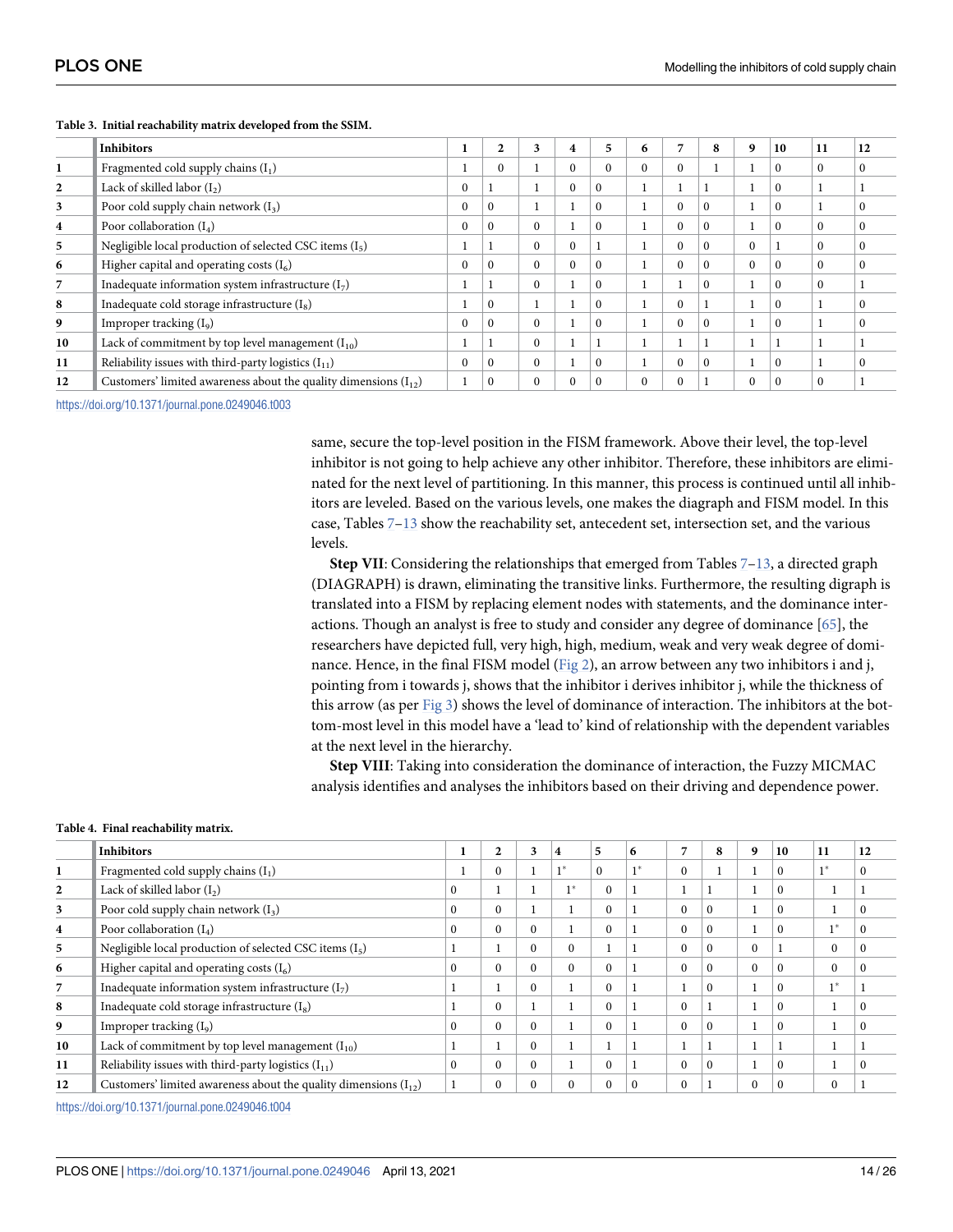**Table 3. Initial reachability matrix developed from the SSIM.**

| | Inhibitors | 1 | 2 | 3 | 4 | 5 | 6 | 7 | 8 | 9 | 10 | 11 | 12 |
|---|---|---|---|---|---|---|---|---|---|---|---|---|---|
| 1 | Fragmented cold supply chains ($I_1$) | 1 | 0 | 1 | 0 | 0 | 0 | 0 | 1 | 1 | 0 | 0 | 0 |
| 2 | Lack of skilled labor ($I_2$) | 0 | 1 | 1 | 0 | 0 | 1 | 1 | 1 | 1 | 0 | 1 | 1 |
| 3 | Poor cold supply chain network ($I_3$) | 0 | 0 | 1 | 1 | 0 | 1 | 0 | 0 | 1 | 0 | 1 | 0 |
| 4 | Poor collaboration ($I_4$) | 0 | 0 | 0 | 1 | 0 | 1 | 0 | 0 | 1 | 0 | 0 | 0 |
| 5 | Negligible local production of selected CSC items ($I_5$) | 1 | 1 | 0 | 0 | 1 | 1 | 0 | 0 | 0 | 1 | 0 | 0 |
| 6 | Higher capital and operating costs ($I_6$) | 0 | 0 | 0 | 0 | 0 | 1 | 0 | 0 | 0 | 0 | 0 | 0 |
| 7 | Inadequate information system infrastructure ($I_7$) | 1 | 1 | 0 | 1 | 0 | 1 | 1 | 0 | 1 | 0 | 0 | 1 |
| 8 | Inadequate cold storage infrastructure ($I_8$) | 1 | 0 | 1 | 1 | 0 | 1 | 0 | 1 | 1 | 0 | 1 | 0 |
| 9 | Improper tracking ($I_9$) | 0 | 0 | 0 | 1 | 0 | 1 | 0 | 0 | 1 | 0 | 1 | 0 |
| 10 | Lack of commitment by top level management ($I_{10}$) | 1 | 1 | 0 | 1 | 1 | 1 | 1 | 1 | 1 | 1 | 1 | 1 |
| 11 | Reliability issues with third-party logistics ($I_{11}$) | 0 | 0 | 0 | 1 | 0 | 1 | 0 | 0 | 1 | 0 | 1 | 0 |
| 12 | Customers' limited awareness about the quality dimensions ($I_{12}$) | 1 | 0 | 0 | 0 | 0 | 0 | 0 | 1 | 0 | 0 | 0 | 1 |

https://doi.org/10.1371/journal.pone.0249046.t003

same, secure the top-level position in the FISM framework. Above their level, the top-level inhibitor is not going to help achieve any other inhibitor. Therefore, these inhibitors are eliminated for the next level of partitioning. In this manner, this process is continued until all inhibitors are leveled. Based on the various levels, one makes the diagraph and FISM model. In this case, Tables 7–13 show the reachability set, antecedent set, intersection set, and the various levels.

**Step VII**: Considering the relationships that emerged from Tables 7–13, a directed graph (DIAGRAPH) is drawn, eliminating the transitive links. Furthermore, the resulting digraph is translated into a FISM by replacing element nodes with statements, and the dominance interactions. Though an analyst is free to study and consider any degree of dominance [65], the researchers have depicted full, very high, high, medium, weak and very weak degree of dominance. Hence, in the final FISM model (Fig 2), an arrow between any two inhibitors i and j, pointing from i towards j, shows that the inhibitor i derives inhibitor j, while the thickness of this arrow (as per Fig 3) shows the level of dominance of interaction. The inhibitors at the bottom-most level in this model have a 'lead to' kind of relationship with the dependent variables at the next level in the hierarchy.

**Step VIII**: Taking into consideration the dominance of interaction, the Fuzzy MICMAC analysis identifies and analyses the inhibitors based on their driving and dependence power.

**Table 4. Final reachability matrix.**

| | Inhibitors | 1 | 2 | 3 | 4 | 5 | 6 | 7 | 8 | 9 | 10 | 11 | 12 |
|---|---|---|---|---|---|---|---|---|---|---|---|---|---|
| 1 | Fragmented cold supply chains ($I_1$) | 1 | 0 | 1 | 1* | 0 | 1* | 0 | 1 | 1 | 0 | 1* | 0 |
| 2 | Lack of skilled labor ($I_2$) | 0 | 1 | 1 | 1* | 0 | 1 | 1 | 1 | 1 | 0 | 1 | 1 |
| 3 | Poor cold supply chain network ($I_3$) | 0 | 0 | 1 | 1 | 0 | 1 | 0 | 0 | 1 | 0 | 1 | 0 |
| 4 | Poor collaboration ($I_4$) | 0 | 0 | 0 | 1 | 0 | 1 | 0 | 0 | 1 | 0 | 1* | 0 |
| 5 | Negligible local production of selected CSC items ($I_5$) | 1 | 1 | 0 | 0 | 1 | 1 | 0 | 0 | 0 | 1 | 0 | 0 |
| 6 | Higher capital and operating costs ($I_6$) | 0 | 0 | 0 | 0 | 0 | 1 | 0 | 0 | 0 | 0 | 0 | 0 |
| 7 | Inadequate information system infrastructure ($I_7$) | 1 | 1 | 0 | 1 | 0 | 1 | 1 | 0 | 1 | 0 | 1* | 1 |
| 8 | Inadequate cold storage infrastructure ($I_8$) | 1 | 0 | 1 | 1 | 0 | 1 | 0 | 1 | 1 | 0 | 1 | 0 |
| 9 | Improper tracking ($I_9$) | 0 | 0 | 0 | 1 | 0 | 1 | 0 | 0 | 1 | 0 | 1 | 0 |
| 10 | Lack of commitment by top level management ($I_{10}$) | 1 | 1 | 0 | 1 | 1 | 1 | 1 | 1 | 1 | 1 | 1 | 1 |
| 11 | Reliability issues with third-party logistics ($I_{11}$) | 0 | 0 | 0 | 1 | 0 | 1 | 0 | 0 | 1 | 0 | 1 | 0 |
| 12 | Customers' limited awareness about the quality dimensions ($I_{12}$) | 1 | 0 | 0 | 0 | 0 | 0 | 0 | 1 | 0 | 0 | 0 | 1 |

https://doi.org/10.1371/journal.pone.0249046.t004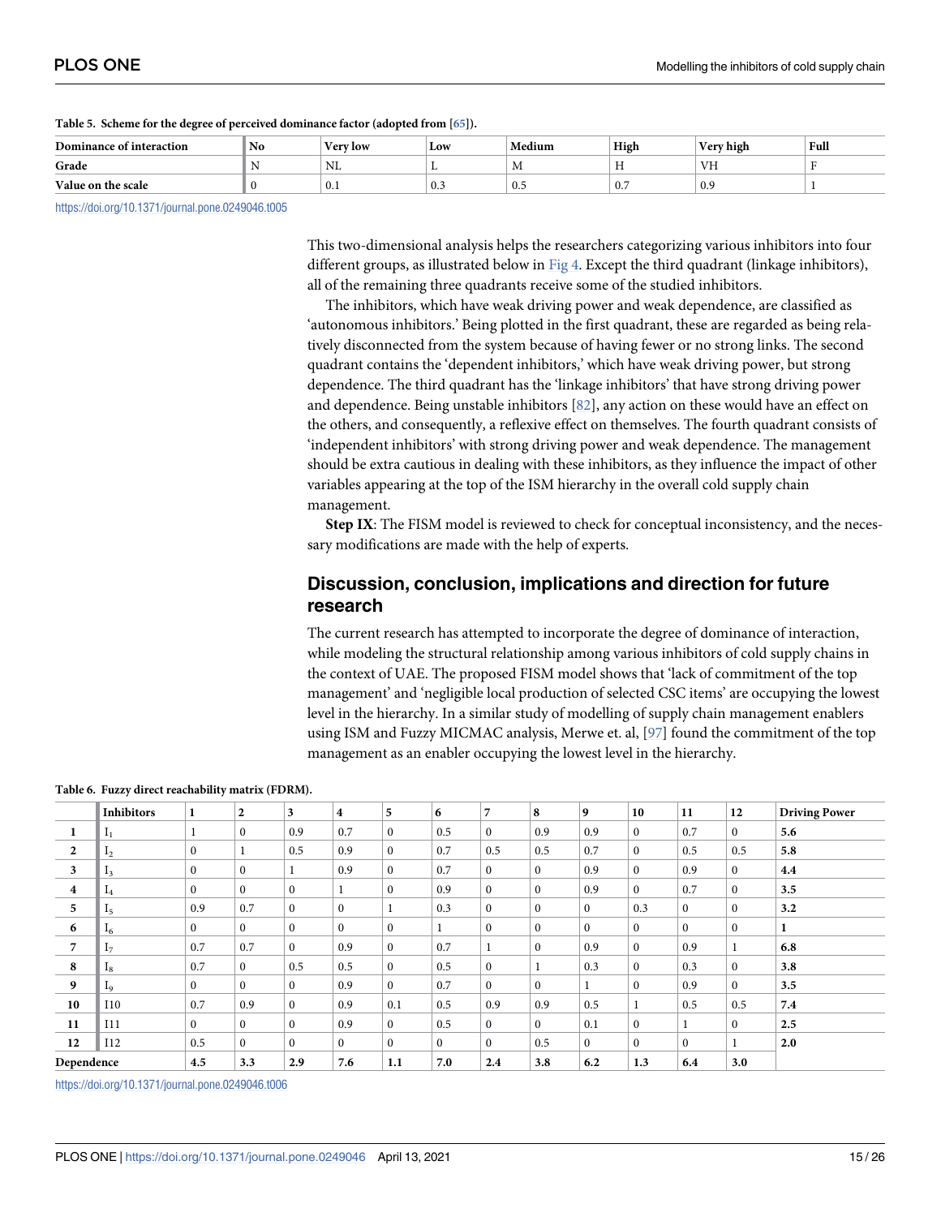**Table 5. Scheme for the degree of perceived dominance factor (adopted from [65]).**

| Dominance of interaction | No | Very low | Low | Medium | High | Very high | Full |
|---|---|---|---|---|---|---|---|
| Grade | N | NL | L | M | H | VH | F |
| Value on the scale | 0 | 0.1 | 0.3 | 0.5 | 0.7 | 0.9 | 1 |

https://doi.org/10.1371/journal.pone.0249046.t005

This two-dimensional analysis helps the researchers categorizing various inhibitors into four different groups, as illustrated below in Fig 4. Except the third quadrant (linkage inhibitors), all of the remaining three quadrants receive some of the studied inhibitors.

The inhibitors, which have weak driving power and weak dependence, are classified as 'autonomous inhibitors.' Being plotted in the first quadrant, these are regarded as being relatively disconnected from the system because of having fewer or no strong links. The second quadrant contains the 'dependent inhibitors,' which have weak driving power, but strong dependence. The third quadrant has the 'linkage inhibitors' that have strong driving power and dependence. Being unstable inhibitors [82], any action on these would have an effect on the others, and consequently, a reflexive effect on themselves. The fourth quadrant consists of 'independent inhibitors' with strong driving power and weak dependence. The management should be extra cautious in dealing with these inhibitors, as they influence the impact of other variables appearing at the top of the ISM hierarchy in the overall cold supply chain management.

**Step IX**: The FISM model is reviewed to check for conceptual inconsistency, and the necessary modifications are made with the help of experts.

## Discussion, conclusion, implications and direction for future research

The current research has attempted to incorporate the degree of dominance of interaction, while modeling the structural relationship among various inhibitors of cold supply chains in the context of UAE. The proposed FISM model shows that 'lack of commitment of the top management' and 'negligible local production of selected CSC items' are occupying the lowest level in the hierarchy. In a similar study of modelling of supply chain management enablers using ISM and Fuzzy MICMAC analysis, Merwe et. al, [97] found the commitment of the top management as an enabler occupying the lowest level in the hierarchy.

**Table 6. Fuzzy direct reachability matrix (FDRM).**

| | Inhibitors | 1 | 2 | 3 | 4 | 5 | 6 | 7 | 8 | 9 | 10 | 11 | 12 | Driving Power |
|---|---|---|---|---|---|---|---|---|---|---|---|---|---|---|
| 1 | $I_1$ | 1 | 0 | 0.9 | 0.7 | 0 | 0.5 | 0 | 0.9 | 0.9 | 0 | 0.7 | 0 | **5.6** |
| 2 | $I_2$ | 0 | 1 | 0.5 | 0.9 | 0 | 0.7 | 0.5 | 0.5 | 0.7 | 0 | 0.5 | 0.5 | **5.8** |
| 3 | $I_3$ | 0 | 0 | 1 | 0.9 | 0 | 0.7 | 0 | 0 | 0.9 | 0 | 0.9 | 0 | **4.4** |
| 4 | $I_4$ | 0 | 0 | 0 | 1 | 0 | 0.9 | 0 | 0 | 0.9 | 0 | 0.7 | 0 | **3.5** |
| 5 | $I_5$ | 0.9 | 0.7 | 0 | 0 | 1 | 0.3 | 0 | 0 | 0 | 0.3 | 0 | 0 | **3.2** |
| 6 | $I_6$ | 0 | 0 | 0 | 0 | 0 | 1 | 0 | 0 | 0 | 0 | 0 | 0 | **1** |
| 7 | $I_7$ | 0.7 | 0.7 | 0 | 0.9 | 0 | 0.7 | 1 | 0 | 0.9 | 0 | 0.9 | 1 | **6.8** |
| 8 | $I_8$ | 0.7 | 0 | 0.5 | 0.5 | 0 | 0.5 | 0 | 1 | 0.3 | 0 | 0.3 | 0 | **3.8** |
| 9 | $I_9$ | 0 | 0 | 0 | 0.9 | 0 | 0.7 | 0 | 0 | 1 | 0 | 0.9 | 0 | **3.5** |
| 10 | I10 | 0.7 | 0.9 | 0 | 0.9 | 0.1 | 0.5 | 0.9 | 0.9 | 0.5 | 1 | 0.5 | 0.5 | **7.4** |
| 11 | I11 | 0 | 0 | 0 | 0.9 | 0 | 0.5 | 0 | 0 | 0.1 | 0 | 1 | 0 | **2.5** |
| 12 | I12 | 0.5 | 0 | 0 | 0 | 0 | 0 | 0 | 0.5 | 0 | 0 | 0 | 1 | **2.0** |
| Dependence | | **4.5** | **3.3** | **2.9** | **7.6** | **1.1** | **7.0** | **2.4** | **3.8** | **6.2** | **1.3** | **6.4** | **3.0** | |

https://doi.org/10.1371/journal.pone.0249046.t006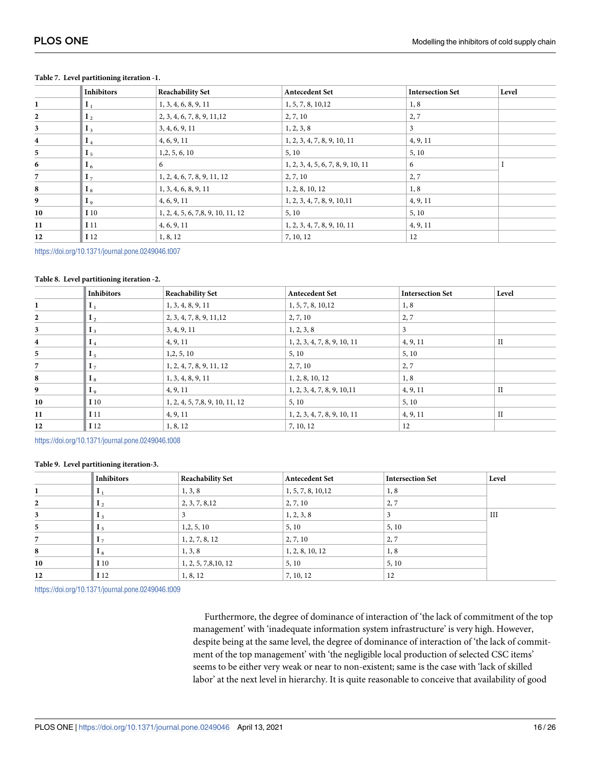**Table 7. Level partitioning iteration -1.**

| | Inhibitors | Reachability Set | Antecedent Set | Intersection Set | Level |
|---|---|---|---|---|---|
| 1 | $I_1$ | 1, 3, 4, 6, 8, 9, 11 | 1, 5, 7, 8, 10,12 | 1, 8 | |
| 2 | $I_2$ | 2, 3, 4, 6, 7, 8, 9, 11,12 | 2, 7, 10 | 2, 7 | |
| 3 | $I_3$ | 3, 4, 6, 9, 11 | 1, 2, 3, 8 | 3 | |
| 4 | $I_4$ | 4, 6, 9, 11 | 1, 2, 3, 4, 7, 8, 9, 10, 11 | 4, 9, 11 | |
| 5 | $I_5$ | 1,2, 5, 6, 10 | 5, 10 | 5, 10 | |
| 6 | $I_6$ | 6 | 1, 2, 3, 4, 5, 6, 7, 8, 9, 10, 11 | 6 | I |
| 7 | $I_7$ | 1, 2, 4, 6, 7, 8, 9, 11, 12 | 2, 7, 10 | 2, 7 | |
| 8 | $I_8$ | 1, 3, 4, 6, 8, 9, 11 | 1, 2, 8, 10, 12 | 1, 8 | |
| 9 | $I_9$ | 4, 6, 9, 11 | 1, 2, 3, 4, 7, 8, 9, 10,11 | 4, 9, 11 | |
| 10 | I 10 | 1, 2, 4, 5, 6, 7,8, 9, 10, 11, 12 | 5, 10 | 5, 10 | |
| 11 | I 11 | 4, 6, 9, 11 | 1, 2, 3, 4, 7, 8, 9, 10, 11 | 4, 9, 11 | |
| 12 | I 12 | 1, 8, 12 | 7, 10, 12 | 12 | |

https://doi.org/10.1371/journal.pone.0249046.t007

**Table 8. Level partitioning iteration -2.**

| | Inhibitors | Reachability Set | Antecedent Set | Intersection Set | Level |
|---|---|---|---|---|---|
| 1 | $I_1$ | 1, 3, 4, 8, 9, 11 | 1, 5, 7, 8, 10,12 | 1, 8 | |
| 2 | $I_2$ | 2, 3, 4, 7, 8, 9, 11,12 | 2, 7, 10 | 2, 7 | |
| 3 | $I_3$ | 3, 4, 9, 11 | 1, 2, 3, 8 | 3 | |
| 4 | $I_4$ | 4, 9, 11 | 1, 2, 3, 4, 7, 8, 9, 10, 11 | 4, 9, 11 | II |
| 5 | $I_5$ | 1,2, 5, 10 | 5, 10 | 5, 10 | |
| 7 | $I_7$ | 1, 2, 4, 7, 8, 9, 11, 12 | 2, 7, 10 | 2, 7 | |
| 8 | $I_8$ | 1, 3, 4, 8, 9, 11 | 1, 2, 8, 10, 12 | 1, 8 | |
| 9 | $I_9$ | 4, 9, 11 | 1, 2, 3, 4, 7, 8, 9, 10,11 | 4, 9, 11 | II |
| 10 | I 10 | 1, 2, 4, 5, 7,8, 9, 10, 11, 12 | 5, 10 | 5, 10 | |
| 11 | I 11 | 4, 9, 11 | 1, 2, 3, 4, 7, 8, 9, 10, 11 | 4, 9, 11 | II |
| 12 | I 12 | 1, 8, 12 | 7, 10, 12 | 12 | |

https://doi.org/10.1371/journal.pone.0249046.t008

**Table 9. Level partitioning iteration-3.**

| | Inhibitors | Reachability Set | Antecedent Set | Intersection Set | Level |
|---|---|---|---|---|---|
| 1 | $I_1$ | 1, 3, 8 | 1, 5, 7, 8, 10,12 | 1, 8 | |
| 2 | $I_2$ | 2, 3, 7, 8,12 | 2, 7, 10 | 2, 7 | |
| 3 | $I_3$ | 3 | 1, 2, 3, 8 | 3 | III |
| 5 | $I_5$ | 1,2, 5, 10 | 5, 10 | 5, 10 | |
| 7 | $I_7$ | 1, 2, 7, 8, 12 | 2, 7, 10 | 2, 7 | |
| 8 | $I_8$ | 1, 3, 8 | 1, 2, 8, 10, 12 | 1, 8 | |
| 10 | I 10 | 1, 2, 5, 7,8,10, 12 | 5, 10 | 5, 10 | |
| 12 | I 12 | 1, 8, 12 | 7, 10, 12 | 12 | |

https://doi.org/10.1371/journal.pone.0249046.t009

Furthermore, the degree of dominance of interaction of 'the lack of commitment of the top management' with 'inadequate information system infrastructure' is very high. However, despite being at the same level, the degree of dominance of interaction of 'the lack of commitment of the top management' with 'the negligible local production of selected CSC items' seems to be either very weak or near to non-existent; same is the case with 'lack of skilled labor' at the next level in hierarchy. It is quite reasonable to conceive that availability of good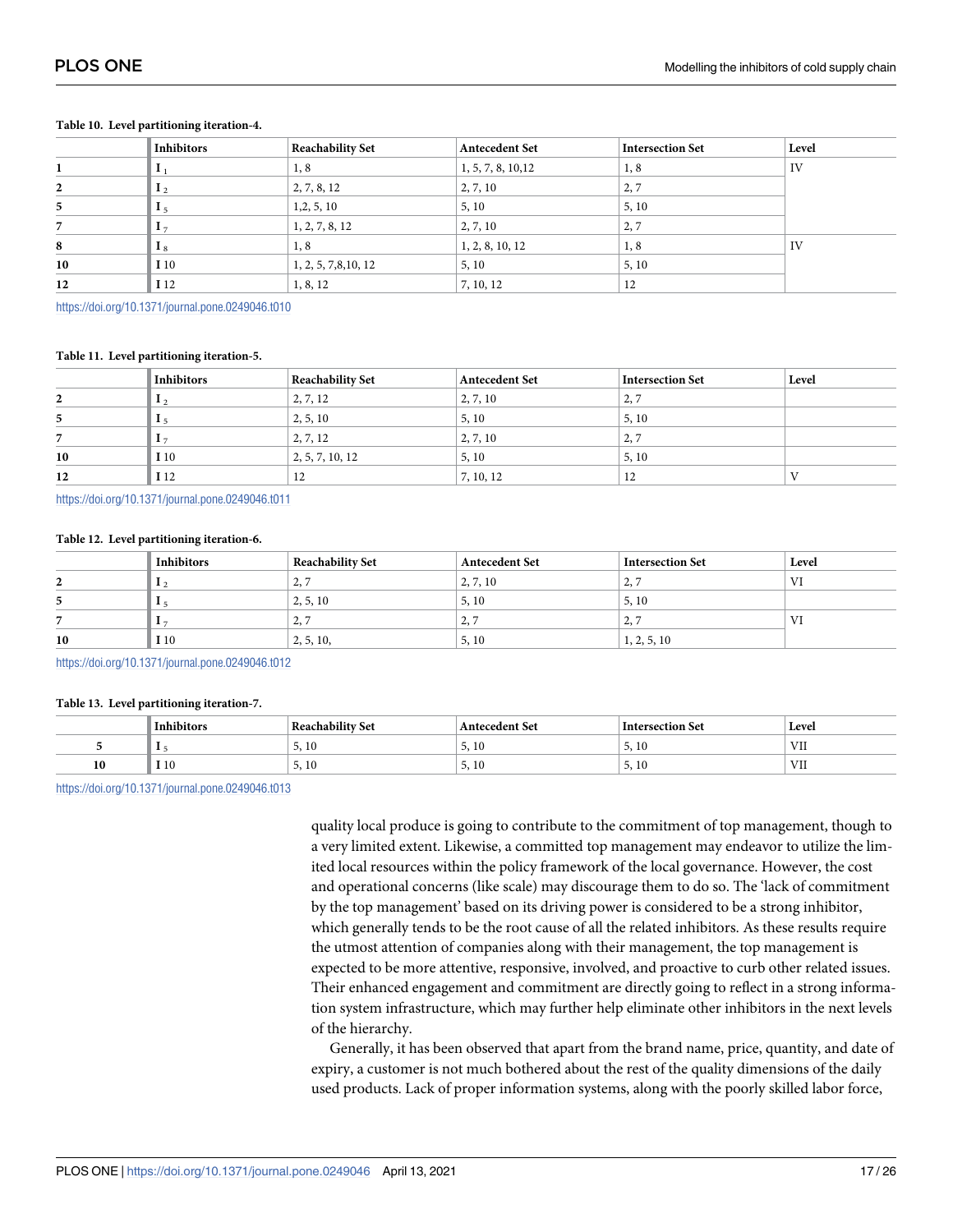**Table 10. Level partitioning iteration-4.**

| | Inhibitors | Reachability Set | Antecedent Set | Intersection Set | Level |
|---|---|---|---|---|---|
| 1 | $I_1$ | 1, 8 | 1, 5, 7, 8, 10,12 | 1, 8 | IV |
| 2 | $I_2$ | 2, 7, 8, 12 | 2, 7, 10 | 2, 7 | |
| 5 | $I_5$ | 1,2, 5, 10 | 5, 10 | 5, 10 | |
| 7 | $I_7$ | 1, 2, 7, 8, 12 | 2, 7, 10 | 2, 7 | |
| 8 | $I_8$ | 1, 8 | 1, 2, 8, 10, 12 | 1, 8 | IV |
| 10 | I 10 | 1, 2, 5, 7,8,10, 12 | 5, 10 | 5, 10 | |
| 12 | I 12 | 1, 8, 12 | 7, 10, 12 | 12 | |

https://doi.org/10.1371/journal.pone.0249046.t010

**Table 11. Level partitioning iteration-5.**

| | Inhibitors | Reachability Set | Antecedent Set | Intersection Set | Level |
|---|---|---|---|---|---|
| 2 | $I_2$ | 2, 7, 12 | 2, 7, 10 | 2, 7 | |
| 5 | $I_5$ | 2, 5, 10 | 5, 10 | 5, 10 | |
| 7 | $I_7$ | 2, 7, 12 | 2, 7, 10 | 2, 7 | |
| 10 | I 10 | 2, 5, 7, 10, 12 | 5, 10 | 5, 10 | |
| 12 | I 12 | 12 | 7, 10, 12 | 12 | V |

https://doi.org/10.1371/journal.pone.0249046.t011

**Table 12. Level partitioning iteration-6.**

| | Inhibitors | Reachability Set | Antecedent Set | Intersection Set | Level |
|---|---|---|---|---|---|
| 2 | $I_2$ | 2, 7 | 2, 7, 10 | 2, 7 | VI |
| 5 | $I_5$ | 2, 5, 10 | 5, 10 | 5, 10 | |
| 7 | $I_7$ | 2, 7 | 2, 7 | 2, 7 | VI |
| 10 | I 10 | 2, 5, 10, | 5, 10 | 1, 2, 5, 10 | |

https://doi.org/10.1371/journal.pone.0249046.t012

**Table 13. Level partitioning iteration-7.**

| | Inhibitors | Reachability Set | Antecedent Set | Intersection Set | Level |
|---|---|---|---|---|---|
| 5 | $I_5$ | 5, 10 | 5, 10 | 5, 10 | VII |
| 10 | I 10 | 5, 10 | 5, 10 | 5, 10 | VII |

https://doi.org/10.1371/journal.pone.0249046.t013

quality local produce is going to contribute to the commitment of top management, though to a very limited extent. Likewise, a committed top management may endeavor to utilize the limited local resources within the policy framework of the local governance. However, the cost and operational concerns (like scale) may discourage them to do so. The 'lack of commitment by the top management' based on its driving power is considered to be a strong inhibitor, which generally tends to be the root cause of all the related inhibitors. As these results require the utmost attention of companies along with their management, the top management is expected to be more attentive, responsive, involved, and proactive to curb other related issues. Their enhanced engagement and commitment are directly going to reflect in a strong information system infrastructure, which may further help eliminate other inhibitors in the next levels of the hierarchy.

Generally, it has been observed that apart from the brand name, price, quantity, and date of expiry, a customer is not much bothered about the rest of the quality dimensions of the daily used products. Lack of proper information systems, along with the poorly skilled labor force,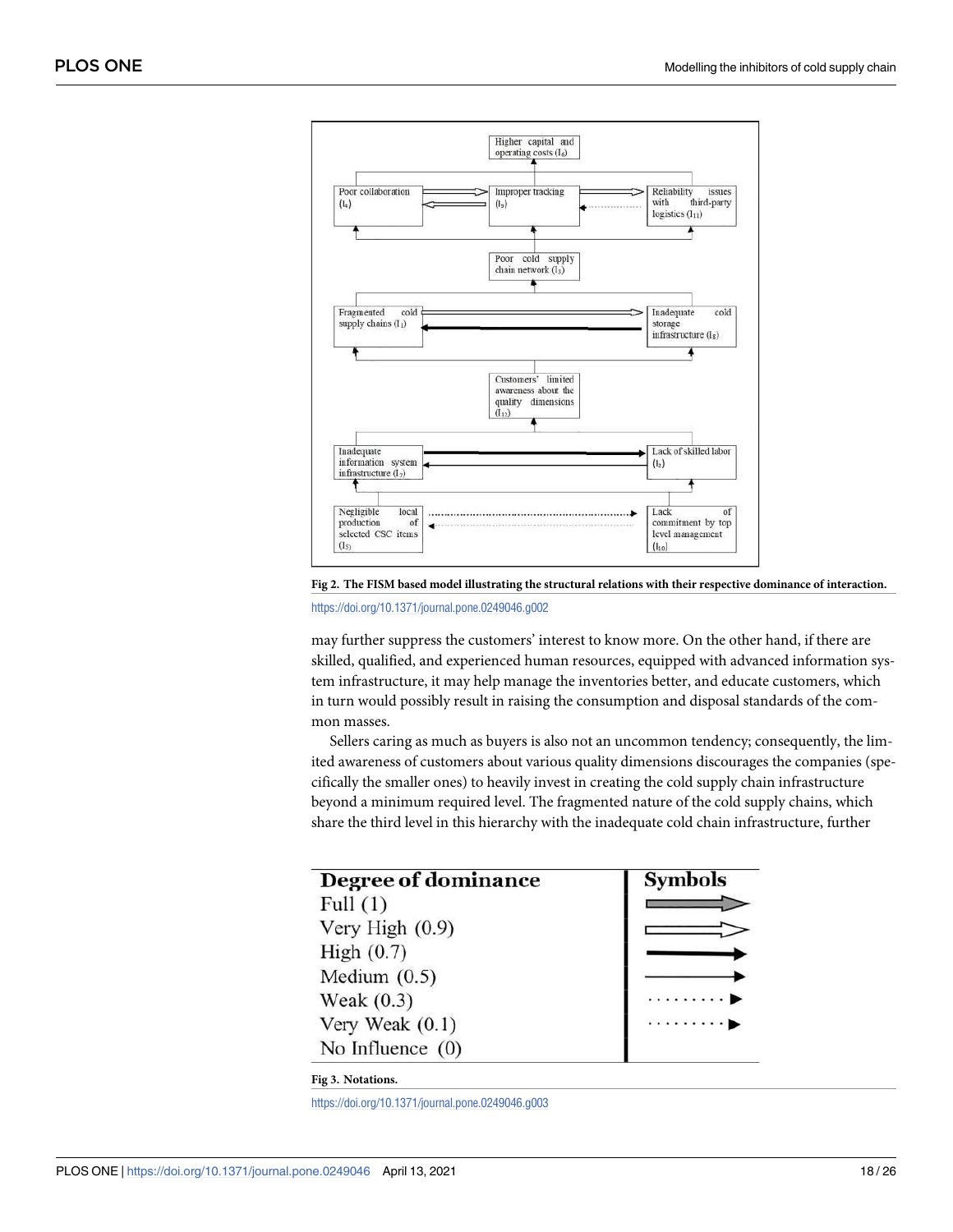Fig 2. The FISM based model illustrating the structural relations with their respective dominance of interaction.

https://doi.org/10.1371/journal.pone.0249046.g002

may further suppress the customers' interest to know more. On the other hand, if there are skilled, qualified, and experienced human resources, equipped with advanced information system infrastructure, it may help manage the inventories better, and educate customers, which in turn would possibly result in raising the consumption and disposal standards of the common masses.

Sellers caring as much as buyers is also not an uncommon tendency; consequently, the limited awareness of customers about various quality dimensions discourages the companies (specifically the smaller ones) to heavily invest in creating the cold supply chain infrastructure beyond a minimum required level. The fragmented nature of the cold supply chains, which share the third level in this hierarchy with the inadequate cold chain infrastructure, further

| Degree of dominance | Symbols |
|---|---|
| Full (1) | |
| Very High (0.9) | |
| High (0.7) | |
| Medium (0.5) | |
| Weak (0.3) | |
| Very Weak (0.1) | |
| No Influence (0) | |

Fig 3. Notations.

https://doi.org/10.1371/journal.pone.0249046.g003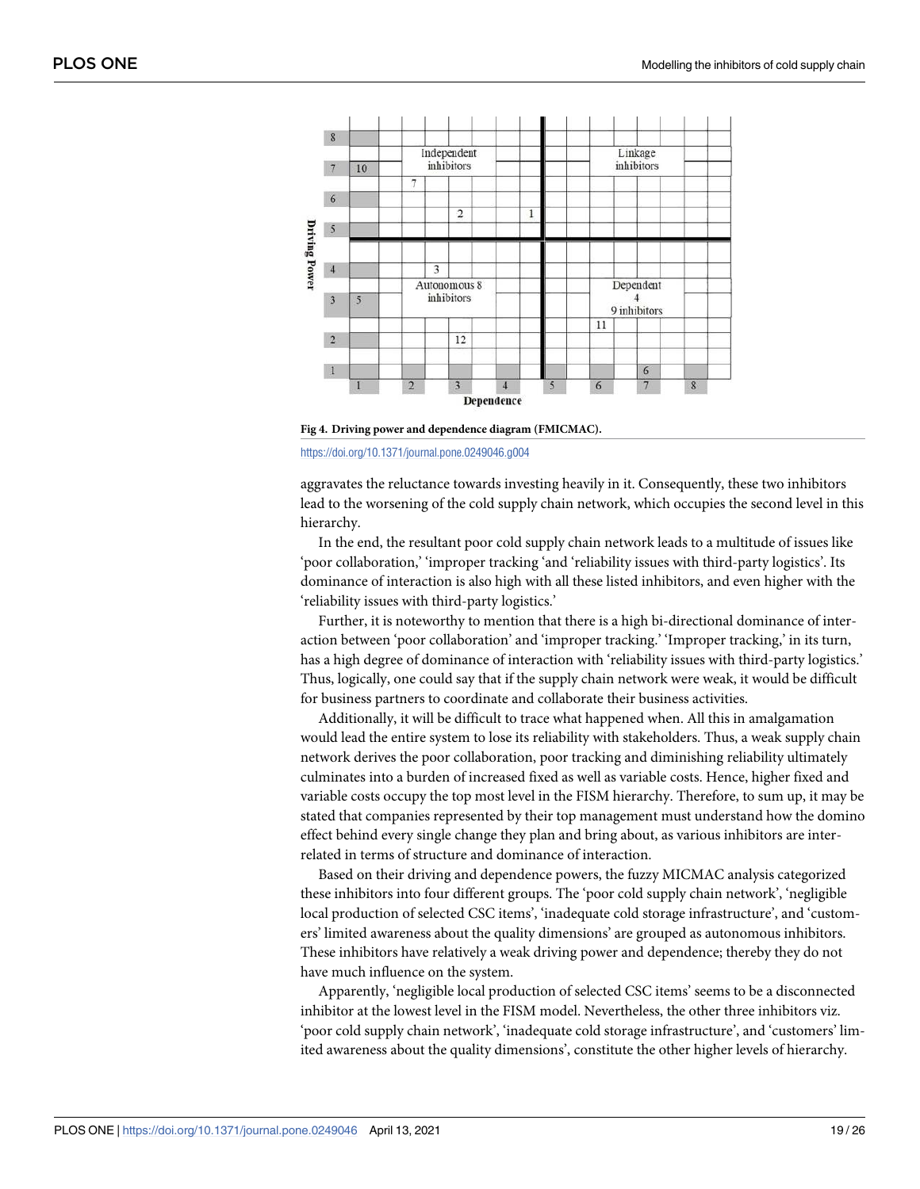Fig 4. Driving power and dependence diagram (FMICMAC).

https://doi.org/10.1371/journal.pone.0249046.g004

aggravates the reluctance towards investing heavily in it. Consequently, these two inhibitors lead to the worsening of the cold supply chain network, which occupies the second level in this hierarchy.

In the end, the resultant poor cold supply chain network leads to a multitude of issues like 'poor collaboration,' 'improper tracking 'and 'reliability issues with third-party logistics'. Its dominance of interaction is also high with all these listed inhibitors, and even higher with the 'reliability issues with third-party logistics.'

Further, it is noteworthy to mention that there is a high bi-directional dominance of interaction between 'poor collaboration' and 'improper tracking.' 'Improper tracking,' in its turn, has a high degree of dominance of interaction with 'reliability issues with third-party logistics.' Thus, logically, one could say that if the supply chain network were weak, it would be difficult for business partners to coordinate and collaborate their business activities.

Additionally, it will be difficult to trace what happened when. All this in amalgamation would lead the entire system to lose its reliability with stakeholders. Thus, a weak supply chain network derives the poor collaboration, poor tracking and diminishing reliability ultimately culminates into a burden of increased fixed as well as variable costs. Hence, higher fixed and variable costs occupy the top most level in the FISM hierarchy. Therefore, to sum up, it may be stated that companies represented by their top management must understand how the domino effect behind every single change they plan and bring about, as various inhibitors are interrelated in terms of structure and dominance of interaction.

Based on their driving and dependence powers, the fuzzy MICMAC analysis categorized these inhibitors into four different groups. The 'poor cold supply chain network', 'negligible local production of selected CSC items', 'inadequate cold storage infrastructure', and 'customers' limited awareness about the quality dimensions' are grouped as autonomous inhibitors. These inhibitors have relatively a weak driving power and dependence; thereby they do not have much influence on the system.

Apparently, 'negligible local production of selected CSC items' seems to be a disconnected inhibitor at the lowest level in the FISM model. Nevertheless, the other three inhibitors viz. 'poor cold supply chain network', 'inadequate cold storage infrastructure', and 'customers' limited awareness about the quality dimensions', constitute the other higher levels of hierarchy.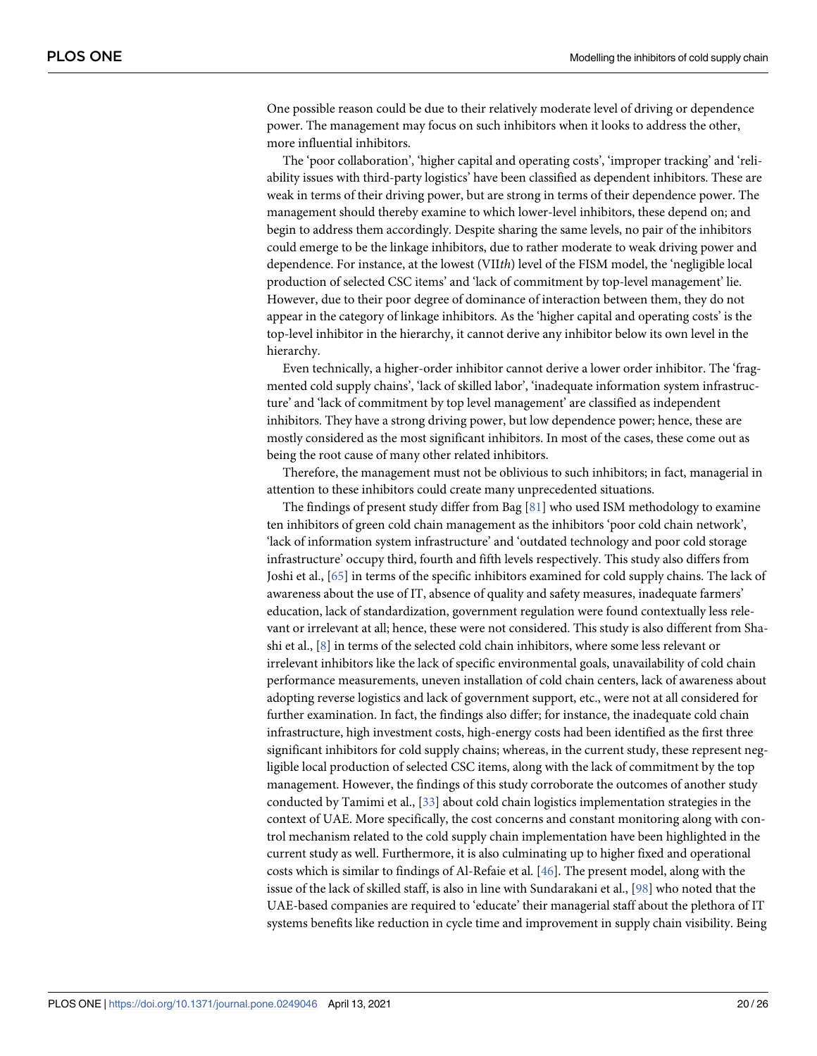One possible reason could be due to their relatively moderate level of driving or dependence power. The management may focus on such inhibitors when it looks to address the other, more influential inhibitors.

The 'poor collaboration', 'higher capital and operating costs', 'improper tracking' and 'reliability issues with third-party logistics' have been classified as dependent inhibitors. These are weak in terms of their driving power, but are strong in terms of their dependence power. The management should thereby examine to which lower-level inhibitors, these depend on; and begin to address them accordingly. Despite sharing the same levels, no pair of the inhibitors could emerge to be the linkage inhibitors, due to rather moderate to weak driving power and dependence. For instance, at the lowest (VII*th*) level of the FISM model, the 'negligible local production of selected CSC items' and 'lack of commitment by top-level management' lie. However, due to their poor degree of dominance of interaction between them, they do not appear in the category of linkage inhibitors. As the 'higher capital and operating costs' is the top-level inhibitor in the hierarchy, it cannot derive any inhibitor below its own level in the hierarchy.

Even technically, a higher-order inhibitor cannot derive a lower order inhibitor. The 'fragmented cold supply chains', 'lack of skilled labor', 'inadequate information system infrastructure' and 'lack of commitment by top level management' are classified as independent inhibitors. They have a strong driving power, but low dependence power; hence, these are mostly considered as the most significant inhibitors. In most of the cases, these come out as being the root cause of many other related inhibitors.

Therefore, the management must not be oblivious to such inhibitors; in fact, managerial in attention to these inhibitors could create many unprecedented situations.

The findings of present study differ from Bag [81] who used ISM methodology to examine ten inhibitors of green cold chain management as the inhibitors 'poor cold chain network', 'lack of information system infrastructure' and 'outdated technology and poor cold storage infrastructure' occupy third, fourth and fifth levels respectively. This study also differs from Joshi et al., [65] in terms of the specific inhibitors examined for cold supply chains. The lack of awareness about the use of IT, absence of quality and safety measures, inadequate farmers' education, lack of standardization, government regulation were found contextually less relevant or irrelevant at all; hence, these were not considered. This study is also different from Shashi et al., [8] in terms of the selected cold chain inhibitors, where some less relevant or irrelevant inhibitors like the lack of specific environmental goals, unavailability of cold chain performance measurements, uneven installation of cold chain centers, lack of awareness about adopting reverse logistics and lack of government support, etc., were not at all considered for further examination. In fact, the findings also differ; for instance, the inadequate cold chain infrastructure, high investment costs, high-energy costs had been identified as the first three significant inhibitors for cold supply chains; whereas, in the current study, these represent negligible local production of selected CSC items, along with the lack of commitment by the top management. However, the findings of this study corroborate the outcomes of another study conducted by Tamimi et al., [33] about cold chain logistics implementation strategies in the context of UAE. More specifically, the cost concerns and constant monitoring along with control mechanism related to the cold supply chain implementation have been highlighted in the current study as well. Furthermore, it is also culminating up to higher fixed and operational costs which is similar to findings of Al-Refaie et al. [46]. The present model, along with the issue of the lack of skilled staff, is also in line with Sundarakani et al., [98] who noted that the UAE-based companies are required to 'educate' their managerial staff about the plethora of IT systems benefits like reduction in cycle time and improvement in supply chain visibility. Being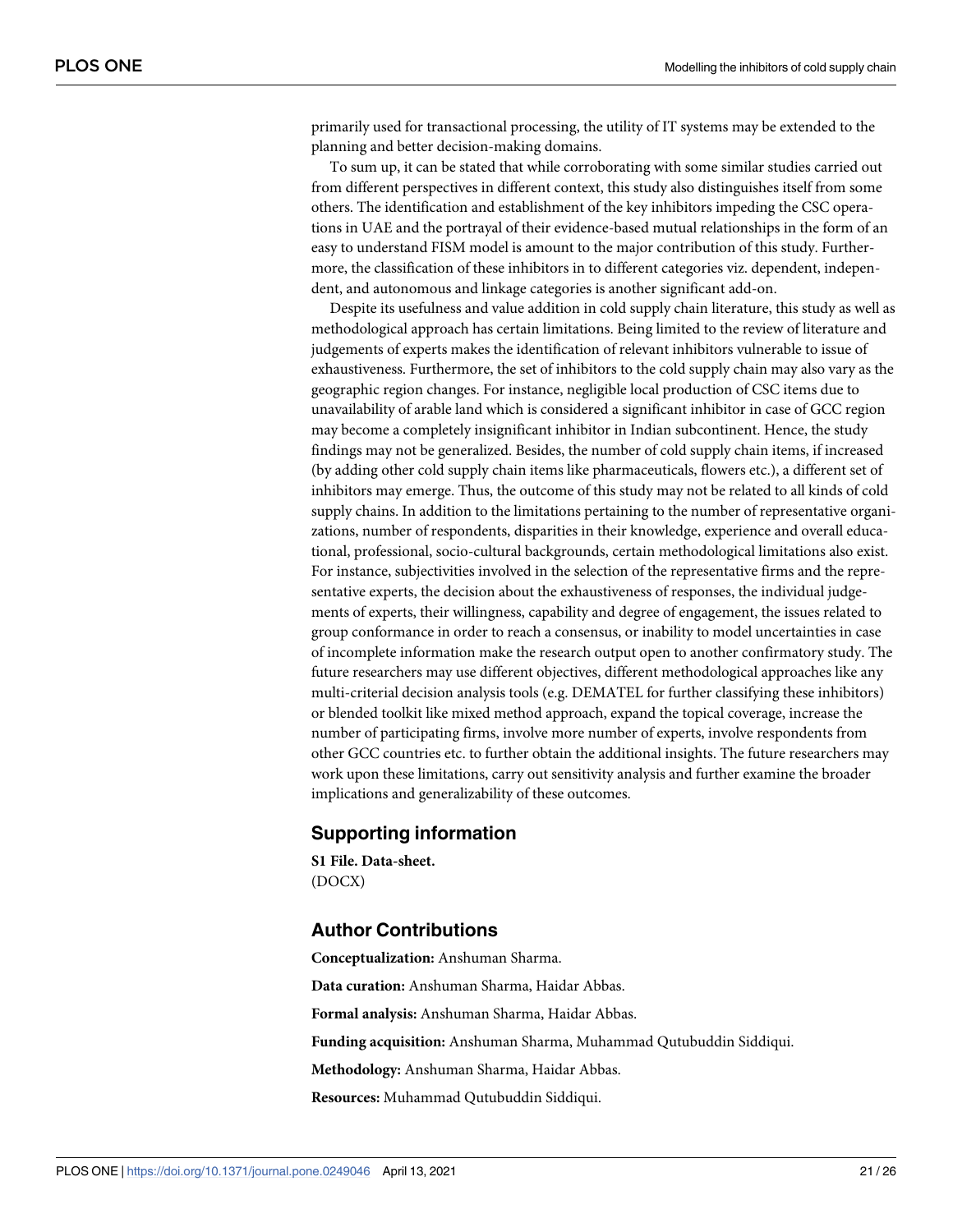primarily used for transactional processing, the utility of IT systems may be extended to the planning and better decision-making domains.

To sum up, it can be stated that while corroborating with some similar studies carried out from different perspectives in different context, this study also distinguishes itself from some others. The identification and establishment of the key inhibitors impeding the CSC operations in UAE and the portrayal of their evidence-based mutual relationships in the form of an easy to understand FISM model is amount to the major contribution of this study. Furthermore, the classification of these inhibitors in to different categories viz. dependent, independent, and autonomous and linkage categories is another significant add-on.

Despite its usefulness and value addition in cold supply chain literature, this study as well as methodological approach has certain limitations. Being limited to the review of literature and judgements of experts makes the identification of relevant inhibitors vulnerable to issue of exhaustiveness. Furthermore, the set of inhibitors to the cold supply chain may also vary as the geographic region changes. For instance, negligible local production of CSC items due to unavailability of arable land which is considered a significant inhibitor in case of GCC region may become a completely insignificant inhibitor in Indian subcontinent. Hence, the study findings may not be generalized. Besides, the number of cold supply chain items, if increased (by adding other cold supply chain items like pharmaceuticals, flowers etc.), a different set of inhibitors may emerge. Thus, the outcome of this study may not be related to all kinds of cold supply chains. In addition to the limitations pertaining to the number of representative organizations, number of respondents, disparities in their knowledge, experience and overall educational, professional, socio-cultural backgrounds, certain methodological limitations also exist. For instance, subjectivities involved in the selection of the representative firms and the representative experts, the decision about the exhaustiveness of responses, the individual judgements of experts, their willingness, capability and degree of engagement, the issues related to group conformance in order to reach a consensus, or inability to model uncertainties in case of incomplete information make the research output open to another confirmatory study. The future researchers may use different objectives, different methodological approaches like any multi-criterial decision analysis tools (e.g. DEMATEL for further classifying these inhibitors) or blended toolkit like mixed method approach, expand the topical coverage, increase the number of participating firms, involve more number of experts, involve respondents from other GCC countries etc. to further obtain the additional insights. The future researchers may work upon these limitations, carry out sensitivity analysis and further examine the broader implications and generalizability of these outcomes.

## Supporting information

**S1 File. Data-sheet.**
(DOCX)

## Author Contributions

**Conceptualization:** Anshuman Sharma.

**Data curation:** Anshuman Sharma, Haidar Abbas.

**Formal analysis:** Anshuman Sharma, Haidar Abbas.

**Funding acquisition:** Anshuman Sharma, Muhammad Qutubuddin Siddiqui.

**Methodology:** Anshuman Sharma, Haidar Abbas.

**Resources:** Muhammad Qutubuddin Siddiqui.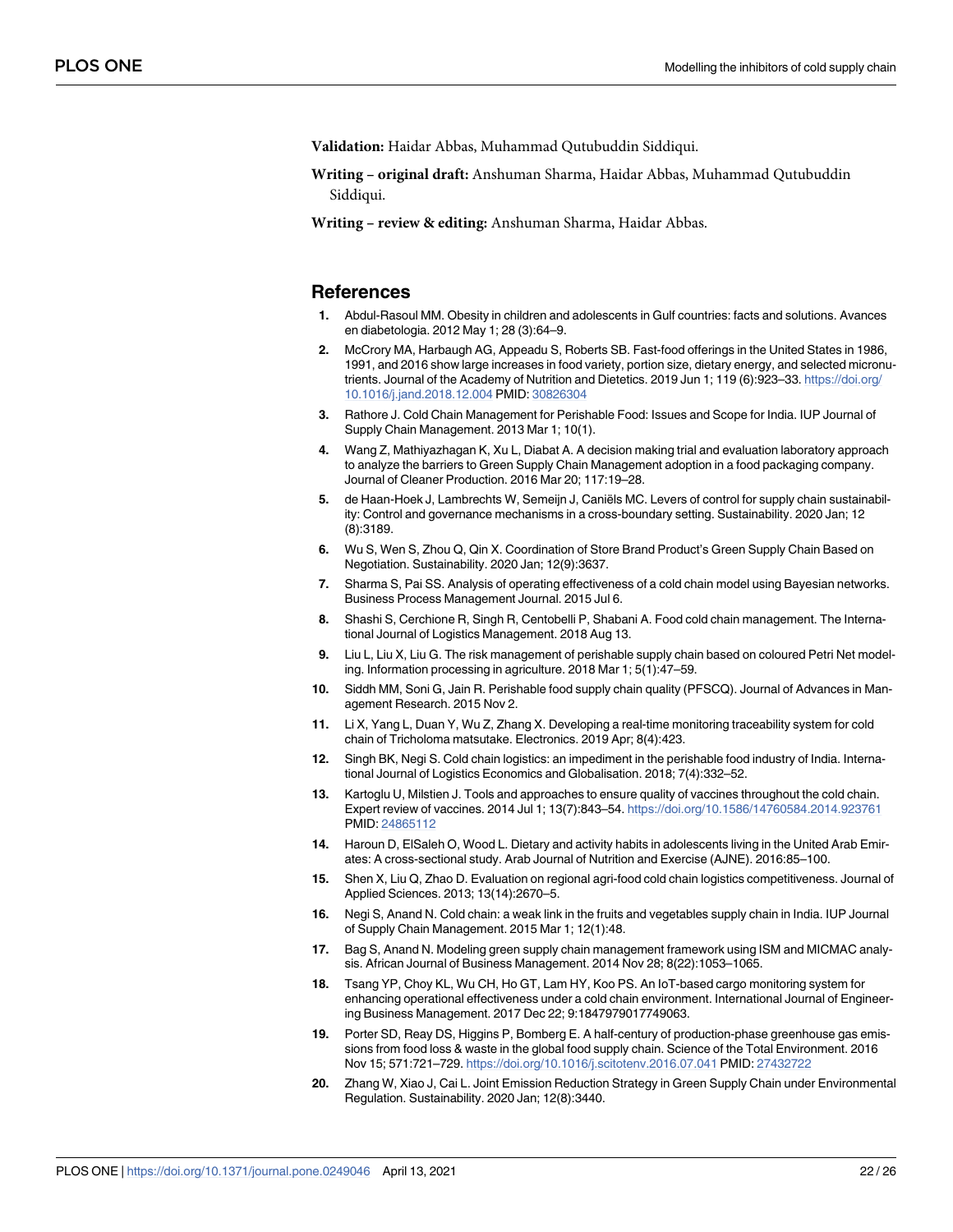**Validation:** Haidar Abbas, Muhammad Qutubuddin Siddiqui.

**Writing – original draft:** Anshuman Sharma, Haidar Abbas, Muhammad Qutubuddin Siddiqui.

**Writing – review & editing:** Anshuman Sharma, Haidar Abbas.

## References

1. Abdul-Rasoul MM. Obesity in children and adolescents in Gulf countries: facts and solutions. Avances en diabetologia. 2012 May 1; 28 (3):64–9.
2. McCrory MA, Harbaugh AG, Appeadu S, Roberts SB. Fast-food offerings in the United States in 1986, 1991, and 2016 show large increases in food variety, portion size, dietary energy, and selected micronutrients. Journal of the Academy of Nutrition and Dietetics. 2019 Jun 1; 119 (6):923–33. https://doi.org/10.1016/j.jand.2018.12.004 PMID: 30826304
3. Rathore J. Cold Chain Management for Perishable Food: Issues and Scope for India. IUP Journal of Supply Chain Management. 2013 Mar 1; 10(1).
4. Wang Z, Mathiyazhagan K, Xu L, Diabat A. A decision making trial and evaluation laboratory approach to analyze the barriers to Green Supply Chain Management adoption in a food packaging company. Journal of Cleaner Production. 2016 Mar 20; 117:19–28.
5. de Haan-Hoek J, Lambrechts W, Semeijn J, Caniëls MC. Levers of control for supply chain sustainability: Control and governance mechanisms in a cross-boundary setting. Sustainability. 2020 Jan; 12 (8):3189.
6. Wu S, Wen S, Zhou Q, Qin X. Coordination of Store Brand Product's Green Supply Chain Based on Negotiation. Sustainability. 2020 Jan; 12(9):3637.
7. Sharma S, Pai SS. Analysis of operating effectiveness of a cold chain model using Bayesian networks. Business Process Management Journal. 2015 Jul 6.
8. Shashi S, Cerchione R, Singh R, Centobelli P, Shabani A. Food cold chain management. The International Journal of Logistics Management. 2018 Aug 13.
9. Liu L, Liu X, Liu G. The risk management of perishable supply chain based on coloured Petri Net modeling. Information processing in agriculture. 2018 Mar 1; 5(1):47–59.
10. Siddh MM, Soni G, Jain R. Perishable food supply chain quality (PFSCQ). Journal of Advances in Management Research. 2015 Nov 2.
11. Li X, Yang L, Duan Y, Wu Z, Zhang X. Developing a real-time monitoring traceability system for cold chain of Tricholoma matsutake. Electronics. 2019 Apr; 8(4):423.
12. Singh BK, Negi S. Cold chain logistics: an impediment in the perishable food industry of India. International Journal of Logistics Economics and Globalisation. 2018; 7(4):332–52.
13. Kartoglu U, Milstien J. Tools and approaches to ensure quality of vaccines throughout the cold chain. Expert review of vaccines. 2014 Jul 1; 13(7):843–54. https://doi.org/10.1586/14760584.2014.923761 PMID: 24865112
14. Haroun D, ElSaleh O, Wood L. Dietary and activity habits in adolescents living in the United Arab Emirates: A cross-sectional study. Arab Journal of Nutrition and Exercise (AJNE). 2016:85–100.
15. Shen X, Liu Q, Zhao D. Evaluation on regional agri-food cold chain logistics competitiveness. Journal of Applied Sciences. 2013; 13(14):2670–5.
16. Negi S, Anand N. Cold chain: a weak link in the fruits and vegetables supply chain in India. IUP Journal of Supply Chain Management. 2015 Mar 1; 12(1):48.
17. Bag S, Anand N. Modeling green supply chain management framework using ISM and MICMAC analysis. African Journal of Business Management. 2014 Nov 28; 8(22):1053–1065.
18. Tsang YP, Choy KL, Wu CH, Ho GT, Lam HY, Koo PS. An IoT-based cargo monitoring system for enhancing operational effectiveness under a cold chain environment. International Journal of Engineering Business Management. 2017 Dec 22; 9:1847979017749063.
19. Porter SD, Reay DS, Higgins P, Bomberg E. A half-century of production-phase greenhouse gas emissions from food loss & waste in the global food supply chain. Science of the Total Environment. 2016 Nov 15; 571:721–729. https://doi.org/10.1016/j.scitotenv.2016.07.041 PMID: 27432722
20. Zhang W, Xiao J, Cai L. Joint Emission Reduction Strategy in Green Supply Chain under Environmental Regulation. Sustainability. 2020 Jan; 12(8):3440.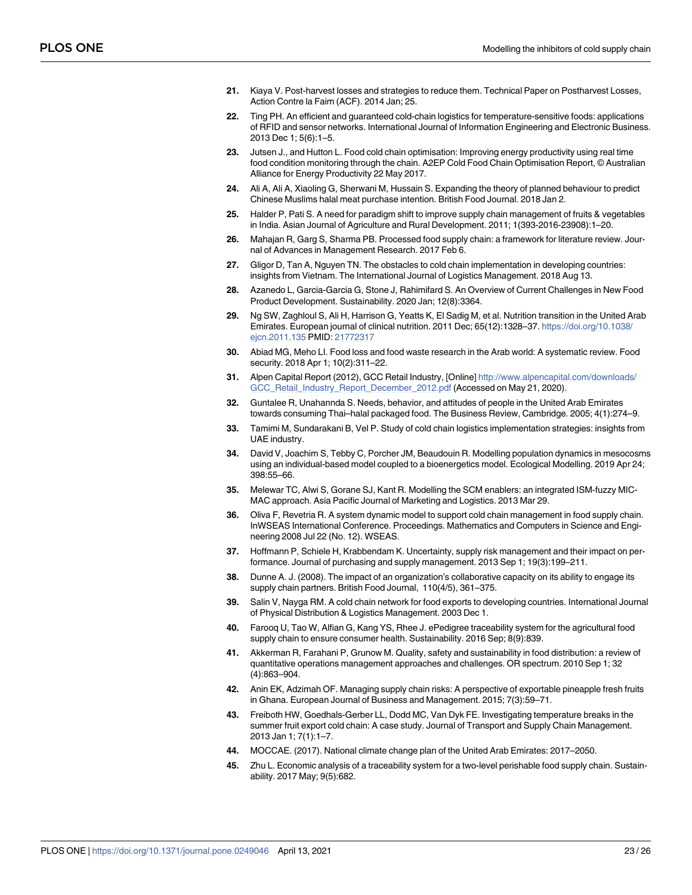21. Kiaya V. Post-harvest losses and strategies to reduce them. Technical Paper on Postharvest Losses, Action Contre la Faim (ACF). 2014 Jan; 25.
22. Ting PH. An efficient and guaranteed cold-chain logistics for temperature-sensitive foods: applications of RFID and sensor networks. International Journal of Information Engineering and Electronic Business. 2013 Dec 1; 5(6):1–5.
23. Jutsen J., and Hutton L. Food cold chain optimisation: Improving energy productivity using real time food condition monitoring through the chain. A2EP Cold Food Chain Optimisation Report, © Australian Alliance for Energy Productivity 22 May 2017.
24. Ali A, Ali A, Xiaoling G, Sherwani M, Hussain S. Expanding the theory of planned behaviour to predict Chinese Muslims halal meat purchase intention. British Food Journal. 2018 Jan 2.
25. Halder P, Pati S. A need for paradigm shift to improve supply chain management of fruits & vegetables in India. Asian Journal of Agriculture and Rural Development. 2011; 1(393-2016-23908):1–20.
26. Mahajan R, Garg S, Sharma PB. Processed food supply chain: a framework for literature review. Journal of Advances in Management Research. 2017 Feb 6.
27. Gligor D, Tan A, Nguyen TN. The obstacles to cold chain implementation in developing countries: insights from Vietnam. The International Journal of Logistics Management. 2018 Aug 13.
28. Azanedo L, Garcia-Garcia G, Stone J, Rahimifard S. An Overview of Current Challenges in New Food Product Development. Sustainability. 2020 Jan; 12(8):3364.
29. Ng SW, Zaghloul S, Ali H, Harrison G, Yeatts K, El Sadig M, et al. Nutrition transition in the United Arab Emirates. European journal of clinical nutrition. 2011 Dec; 65(12):1328–37. https://doi.org/10.1038/ejcn.2011.135 PMID: 21772317
30. Abiad MG, Meho LI. Food loss and food waste research in the Arab world: A systematic review. Food security. 2018 Apr 1; 10(2):311–22.
31. Alpen Capital Report (2012), GCC Retail Industry, [Online] http://www.alpencapital.com/downloads/GCC_Retail_Industry_Report_December_2012.pdf (Accessed on May 21, 2020).
32. Guntalee R, Unahannda S. Needs, behavior, and attitudes of people in the United Arab Emirates towards consuming Thai–halal packaged food. The Business Review, Cambridge. 2005; 4(1):274–9.
33. Tamimi M, Sundarakani B, Vel P. Study of cold chain logistics implementation strategies: insights from UAE industry.
34. David V, Joachim S, Tebby C, Porcher JM, Beaudouin R. Modelling population dynamics in mesocosms using an individual-based model coupled to a bioenergetics model. Ecological Modelling. 2019 Apr 24; 398:55–66.
35. Melewar TC, Alwi S, Gorane SJ, Kant R. Modelling the SCM enablers: an integrated ISM-fuzzy MICMAC approach. Asia Pacific Journal of Marketing and Logistics. 2013 Mar 29.
36. Oliva F, Revetria R. A system dynamic model to support cold chain management in food supply chain. InWSEAS International Conference. Proceedings. Mathematics and Computers in Science and Engineering 2008 Jul 22 (No. 12). WSEAS.
37. Hoffmann P, Schiele H, Krabbendam K. Uncertainty, supply risk management and their impact on performance. Journal of purchasing and supply management. 2013 Sep 1; 19(3):199–211.
38. Dunne A. J. (2008). The impact of an organization's collaborative capacity on its ability to engage its supply chain partners. British Food Journal, 110(4/5), 361–375.
39. Salin V, Nayga RM. A cold chain network for food exports to developing countries. International Journal of Physical Distribution & Logistics Management. 2003 Dec 1.
40. Farooq U, Tao W, Alfian G, Kang YS, Rhee J. ePedigree traceability system for the agricultural food supply chain to ensure consumer health. Sustainability. 2016 Sep; 8(9):839.
41. Akkerman R, Farahani P, Grunow M. Quality, safety and sustainability in food distribution: a review of quantitative operations management approaches and challenges. OR spectrum. 2010 Sep 1; 32 (4):863–904.
42. Anin EK, Adzimah OF. Managing supply chain risks: A perspective of exportable pineapple fresh fruits in Ghana. European Journal of Business and Management. 2015; 7(3):59–71.
43. Freiboth HW, Goedhals-Gerber LL, Dodd MC, Van Dyk FE. Investigating temperature breaks in the summer fruit export cold chain: A case study. Journal of Transport and Supply Chain Management. 2013 Jan 1; 7(1):1–7.
44. MOCCAE. (2017). National climate change plan of the United Arab Emirates: 2017–2050.
45. Zhu L. Economic analysis of a traceability system for a two-level perishable food supply chain. Sustainability. 2017 May; 9(5):682.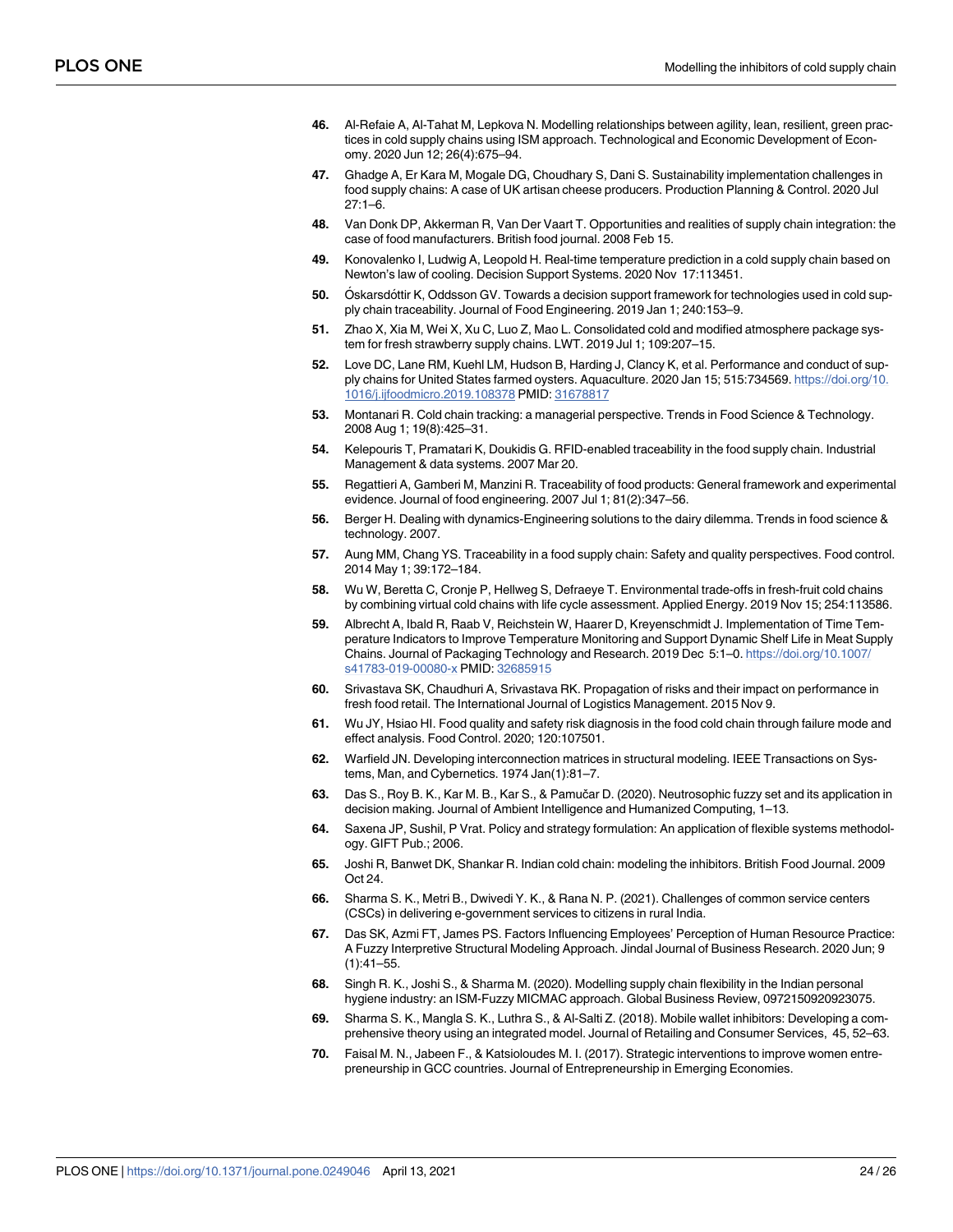46. Al-Refaie A, Al-Tahat M, Lepkova N. Modelling relationships between agility, lean, resilient, green practices in cold supply chains using ISM approach. Technological and Economic Development of Economy. 2020 Jun 12; 26(4):675–94.
47. Ghadge A, Er Kara M, Mogale DG, Choudhary S, Dani S. Sustainability implementation challenges in food supply chains: A case of UK artisan cheese producers. Production Planning & Control. 2020 Jul 27:1–6.
48. Van Donk DP, Akkerman R, Van Der Vaart T. Opportunities and realities of supply chain integration: the case of food manufacturers. British food journal. 2008 Feb 15.
49. Konovalenko I, Ludwig A, Leopold H. Real-time temperature prediction in a cold supply chain based on Newton's law of cooling. Decision Support Systems. 2020 Nov 17:113451.
50. Óskarsdóttir K, Oddsson GV. Towards a decision support framework for technologies used in cold supply chain traceability. Journal of Food Engineering. 2019 Jan 1; 240:153–9.
51. Zhao X, Xia M, Wei X, Xu C, Luo Z, Mao L. Consolidated cold and modified atmosphere package system for fresh strawberry supply chains. LWT. 2019 Jul 1; 109:207–15.
52. Love DC, Lane RM, Kuehl LM, Hudson B, Harding J, Clancy K, et al. Performance and conduct of supply chains for United States farmed oysters. Aquaculture. 2020 Jan 15; 515:734569. https://doi.org/10.1016/j.ijfoodmicro.2019.108378 PMID: 31678817
53. Montanari R. Cold chain tracking: a managerial perspective. Trends in Food Science & Technology. 2008 Aug 1; 19(8):425–31.
54. Kelepouris T, Pramatari K, Doukidis G. RFID-enabled traceability in the food supply chain. Industrial Management & data systems. 2007 Mar 20.
55. Regattieri A, Gamberi M, Manzini R. Traceability of food products: General framework and experimental evidence. Journal of food engineering. 2007 Jul 1; 81(2):347–56.
56. Berger H. Dealing with dynamics-Engineering solutions to the dairy dilemma. Trends in food science & technology. 2007.
57. Aung MM, Chang YS. Traceability in a food supply chain: Safety and quality perspectives. Food control. 2014 May 1; 39:172–184.
58. Wu W, Beretta C, Cronje P, Hellweg S, Defraeye T. Environmental trade-offs in fresh-fruit cold chains by combining virtual cold chains with life cycle assessment. Applied Energy. 2019 Nov 15; 254:113586.
59. Albrecht A, Ibald R, Raab V, Reichstein W, Haarer D, Kreyenschmidt J. Implementation of Time Temperature Indicators to Improve Temperature Monitoring and Support Dynamic Shelf Life in Meat Supply Chains. Journal of Packaging Technology and Research. 2019 Dec 5:1–0. https://doi.org/10.1007/s41783-019-00080-x PMID: 32685915
60. Srivastava SK, Chaudhuri A, Srivastava RK. Propagation of risks and their impact on performance in fresh food retail. The International Journal of Logistics Management. 2015 Nov 9.
61. Wu JY, Hsiao HI. Food quality and safety risk diagnosis in the food cold chain through failure mode and effect analysis. Food Control. 2020; 120:107501.
62. Warfield JN. Developing interconnection matrices in structural modeling. IEEE Transactions on Systems, Man, and Cybernetics. 1974 Jan(1):81–7.
63. Das S., Roy B. K., Kar M. B., Kar S., & Pamučar D. (2020). Neutrosophic fuzzy set and its application in decision making. Journal of Ambient Intelligence and Humanized Computing, 1–13.
64. Saxena JP, Sushil, P Vrat. Policy and strategy formulation: An application of flexible systems methodology. GIFT Pub.; 2006.
65. Joshi R, Banwet DK, Shankar R. Indian cold chain: modeling the inhibitors. British Food Journal. 2009 Oct 24.
66. Sharma S. K., Metri B., Dwivedi Y. K., & Rana N. P. (2021). Challenges of common service centers (CSCs) in delivering e-government services to citizens in rural India.
67. Das SK, Azmi FT, James PS. Factors Influencing Employees' Perception of Human Resource Practice: A Fuzzy Interpretive Structural Modeling Approach. Jindal Journal of Business Research. 2020 Jun; 9 (1):41–55.
68. Singh R. K., Joshi S., & Sharma M. (2020). Modelling supply chain flexibility in the Indian personal hygiene industry: an ISM-Fuzzy MICMAC approach. Global Business Review, 0972150920923075.
69. Sharma S. K., Mangla S. K., Luthra S., & Al-Salti Z. (2018). Mobile wallet inhibitors: Developing a comprehensive theory using an integrated model. Journal of Retailing and Consumer Services, 45, 52–63.
70. Faisal M. N., Jabeen F., & Katsioloudes M. I. (2017). Strategic interventions to improve women entrepreneurship in GCC countries. Journal of Entrepreneurship in Emerging Economies.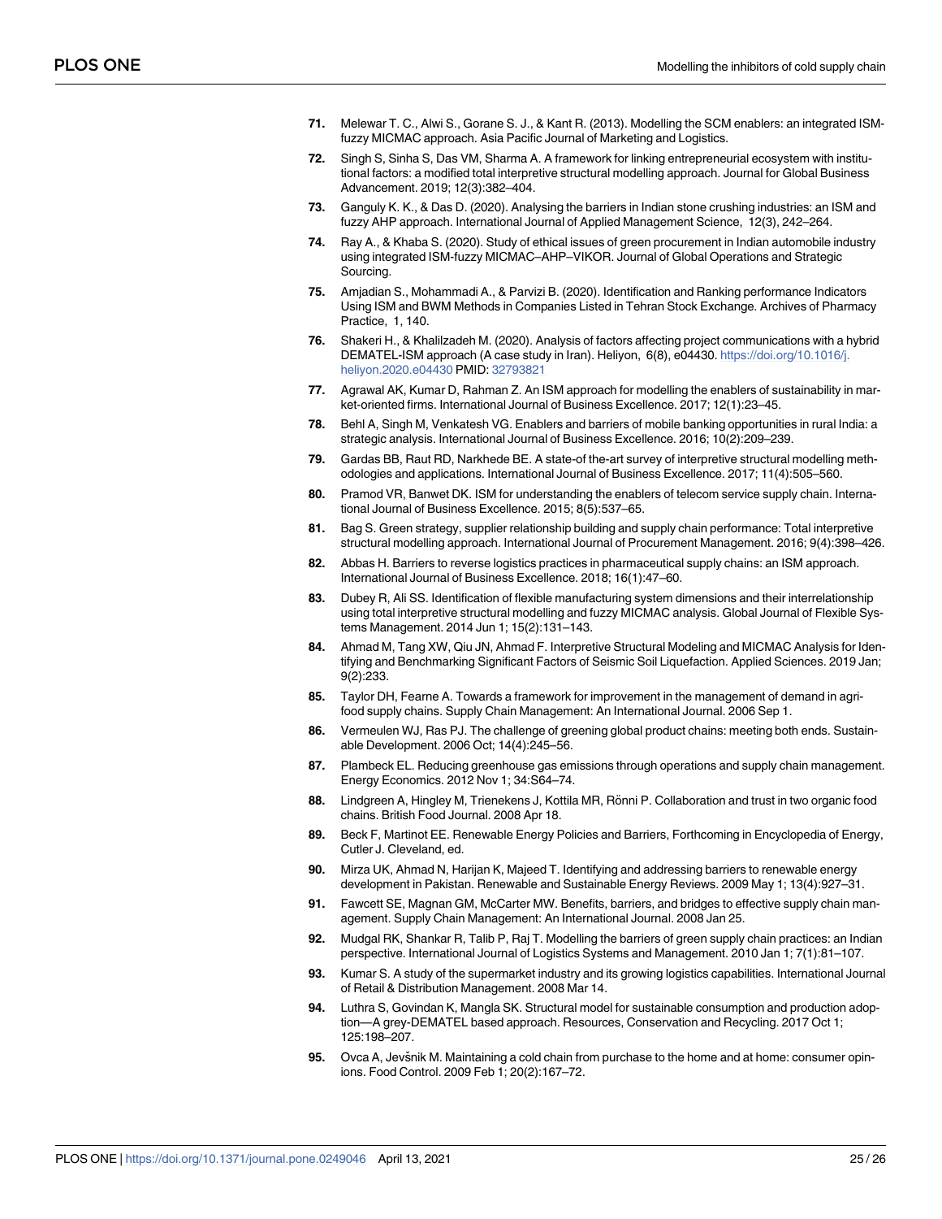71. Melewar T. C., Alwi S., Gorane S. J., & Kant R. (2013). Modelling the SCM enablers: an integrated ISM-fuzzy MICMAC approach. Asia Pacific Journal of Marketing and Logistics.

72. Singh S, Sinha S, Das VM, Sharma A. A framework for linking entrepreneurial ecosystem with institutional factors: a modified total interpretive structural modelling approach. Journal for Global Business Advancement. 2019; 12(3):382–404.

73. Ganguly K. K., & Das D. (2020). Analysing the barriers in Indian stone crushing industries: an ISM and fuzzy AHP approach. International Journal of Applied Management Science, 12(3), 242–264.

74. Ray A., & Khaba S. (2020). Study of ethical issues of green procurement in Indian automobile industry using integrated ISM-fuzzy MICMAC–AHP–VIKOR. Journal of Global Operations and Strategic Sourcing.

75. Amjadian S., Mohammadi A., & Parvizi B. (2020). Identification and Ranking performance Indicators Using ISM and BWM Methods in Companies Listed in Tehran Stock Exchange. Archives of Pharmacy Practice, 1, 140.

76. Shakeri H., & Khalilzadeh M. (2020). Analysis of factors affecting project communications with a hybrid DEMATEL-ISM approach (A case study in Iran). Heliyon, 6(8), e04430. https://doi.org/10.1016/j.heliyon.2020.e04430 PMID: 32793821

77. Agrawal AK, Kumar D, Rahman Z. An ISM approach for modelling the enablers of sustainability in market-oriented firms. International Journal of Business Excellence. 2017; 12(1):23–45.

78. Behl A, Singh M, Venkatesh VG. Enablers and barriers of mobile banking opportunities in rural India: a strategic analysis. International Journal of Business Excellence. 2016; 10(2):209–239.

79. Gardas BB, Raut RD, Narkhede BE. A state-of the-art survey of interpretive structural modelling methodologies and applications. International Journal of Business Excellence. 2017; 11(4):505–560.

80. Pramod VR, Banwet DK. ISM for understanding the enablers of telecom service supply chain. International Journal of Business Excellence. 2015; 8(5):537–65.

81. Bag S. Green strategy, supplier relationship building and supply chain performance: Total interpretive structural modelling approach. International Journal of Procurement Management. 2016; 9(4):398–426.

82. Abbas H. Barriers to reverse logistics practices in pharmaceutical supply chains: an ISM approach. International Journal of Business Excellence. 2018; 16(1):47–60.

83. Dubey R, Ali SS. Identification of flexible manufacturing system dimensions and their interrelationship using total interpretive structural modelling and fuzzy MICMAC analysis. Global Journal of Flexible Systems Management. 2014 Jun 1; 15(2):131–143.

84. Ahmad M, Tang XW, Qiu JN, Ahmad F. Interpretive Structural Modeling and MICMAC Analysis for Identifying and Benchmarking Significant Factors of Seismic Soil Liquefaction. Applied Sciences. 2019 Jan; 9(2):233.

85. Taylor DH, Fearne A. Towards a framework for improvement in the management of demand in agri-food supply chains. Supply Chain Management: An International Journal. 2006 Sep 1.

86. Vermeulen WJ, Ras PJ. The challenge of greening global product chains: meeting both ends. Sustainable Development. 2006 Oct; 14(4):245–56.

87. Plambeck EL. Reducing greenhouse gas emissions through operations and supply chain management. Energy Economics. 2012 Nov 1; 34:S64–74.

88. Lindgreen A, Hingley M, Trienekens J, Kottila MR, Rönni P. Collaboration and trust in two organic food chains. British Food Journal. 2008 Apr 18.

89. Beck F, Martinot EE. Renewable Energy Policies and Barriers, Forthcoming in Encyclopedia of Energy, Cutler J. Cleveland, ed.

90. Mirza UK, Ahmad N, Harijan K, Majeed T. Identifying and addressing barriers to renewable energy development in Pakistan. Renewable and Sustainable Energy Reviews. 2009 May 1; 13(4):927–31.

91. Fawcett SE, Magnan GM, McCarter MW. Benefits, barriers, and bridges to effective supply chain management. Supply Chain Management: An International Journal. 2008 Jan 25.

92. Mudgal RK, Shankar R, Talib P, Raj T. Modelling the barriers of green supply chain practices: an Indian perspective. International Journal of Logistics Systems and Management. 2010 Jan 1; 7(1):81–107.

93. Kumar S. A study of the supermarket industry and its growing logistics capabilities. International Journal of Retail & Distribution Management. 2008 Mar 14.

94. Luthra S, Govindan K, Mangla SK. Structural model for sustainable consumption and production adoption—A grey-DEMATEL based approach. Resources, Conservation and Recycling. 2017 Oct 1; 125:198–207.

95. Ovca A, Jevšnik M. Maintaining a cold chain from purchase to the home and at home: consumer opinions. Food Control. 2009 Feb 1; 20(2):167–72.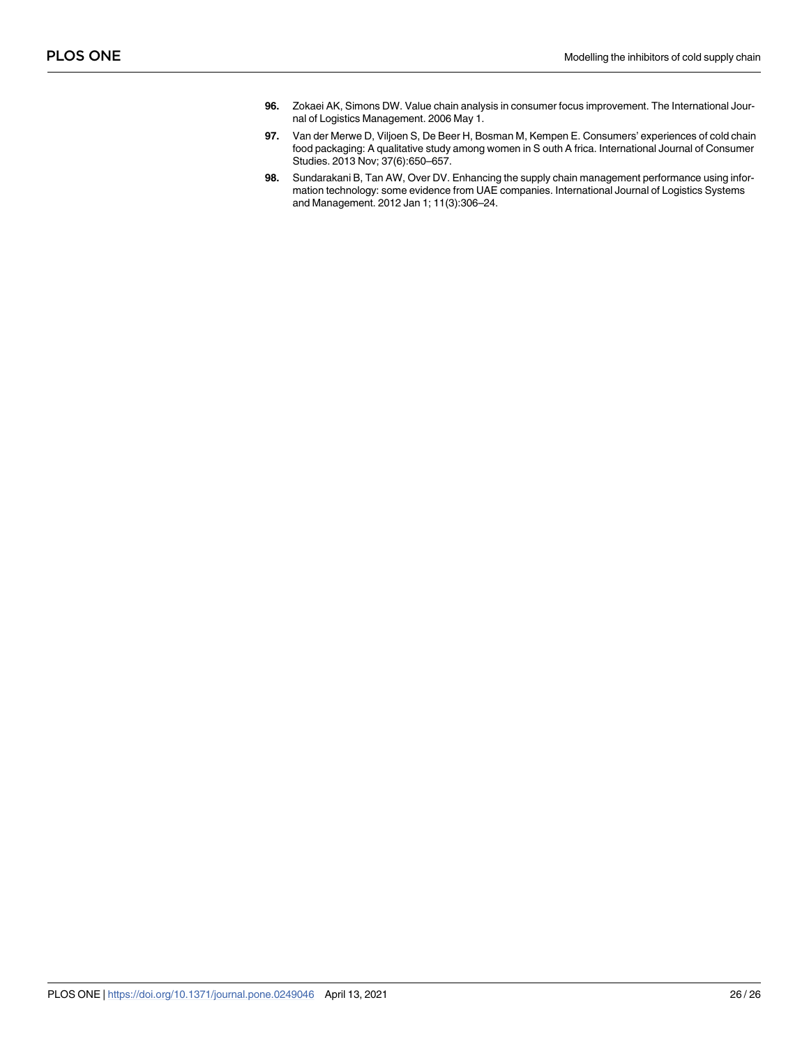96. Zokaei AK, Simons DW. Value chain analysis in consumer focus improvement. The International Journal of Logistics Management. 2006 May 1.

97. Van der Merwe D, Viljoen S, De Beer H, Bosman M, Kempen E. Consumers' experiences of cold chain food packaging: A qualitative study among women in S outh A frica. International Journal of Consumer Studies. 2013 Nov; 37(6):650–657.

98. Sundarakani B, Tan AW, Over DV. Enhancing the supply chain management performance using information technology: some evidence from UAE companies. International Journal of Logistics Systems and Management. 2012 Jan 1; 11(3):306–24.